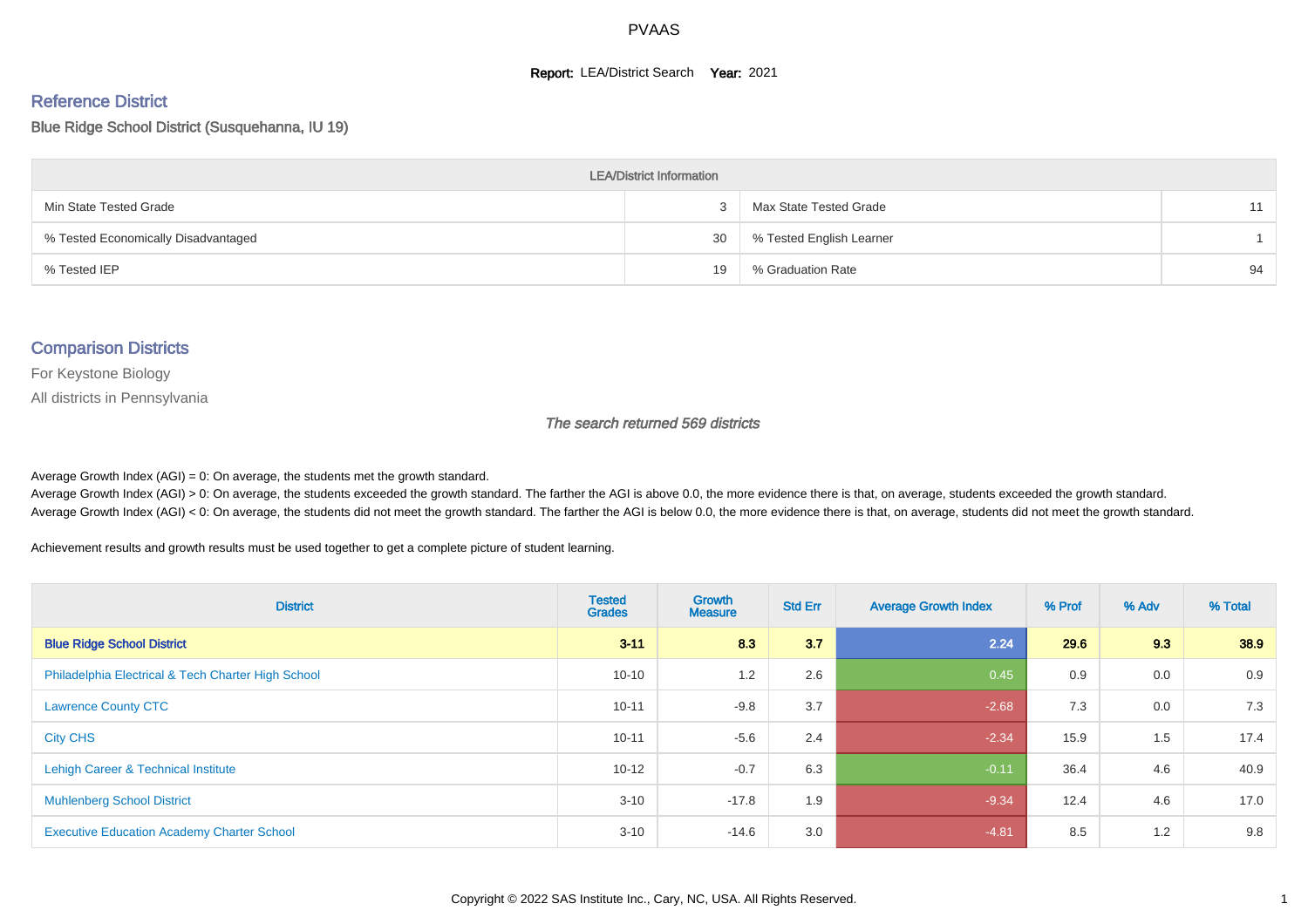# PVAAS

**Report:** LEA/District Search **Year:** 2021

## Reference District

Blue Ridge School District (Susquehanna, IU 19)

| LEA/District Information | | | |
|---|---|---|---|
| Min State Tested Grade | 3 | Max State Tested Grade | 11 |
| % Tested Economically Disadvantaged | 30 | % Tested English Learner | 1 |
| % Tested IEP | 19 | % Graduation Rate | 94 |

## Comparison Districts

For Keystone Biology

All districts in Pennsylvania

*The search returned 569 districts*

Average Growth Index (AGI) = 0: On average, the students met the growth standard.
Average Growth Index (AGI) > 0: On average, the students exceeded the growth standard. The farther the AGI is above 0.0, the more evidence there is that, on average, students exceeded the growth standard.
Average Growth Index (AGI) < 0: On average, the students did not meet the growth standard. The farther the AGI is below 0.0, the more evidence there is that, on average, students did not meet the growth standard.

Achievement results and growth results must be used together to get a complete picture of student learning.

| District | Tested Grades | Growth Measure | Std Err | Average Growth Index | % Prof | % Adv | % Total |
|---|---|---|---|---|---|---|---|
| **Blue Ridge School District** | **3-11** | **8.3** | **3.7** | **2.24** | **29.6** | **9.3** | **38.9** |
| Philadelphia Electrical & Tech Charter High School | 10-10 | 1.2 | 2.6 | 0.45 | 0.9 | 0.0 | 0.9 |
| Lawrence County CTC | 10-11 | -9.8 | 3.7 | -2.68 | 7.3 | 0.0 | 7.3 |
| City CHS | 10-11 | -5.6 | 2.4 | -2.34 | 15.9 | 1.5 | 17.4 |
| Lehigh Career & Technical Institute | 10-12 | -0.7 | 6.3 | -0.11 | 36.4 | 4.6 | 40.9 |
| Muhlenberg School District | 3-10 | -17.8 | 1.9 | -9.34 | 12.4 | 4.6 | 17.0 |
| Executive Education Academy Charter School | 3-10 | -14.6 | 3.0 | -4.81 | 8.5 | 1.2 | 9.8 |

Copyright © 2022 SAS Institute Inc., Cary, NC, USA. All Rights Reserved.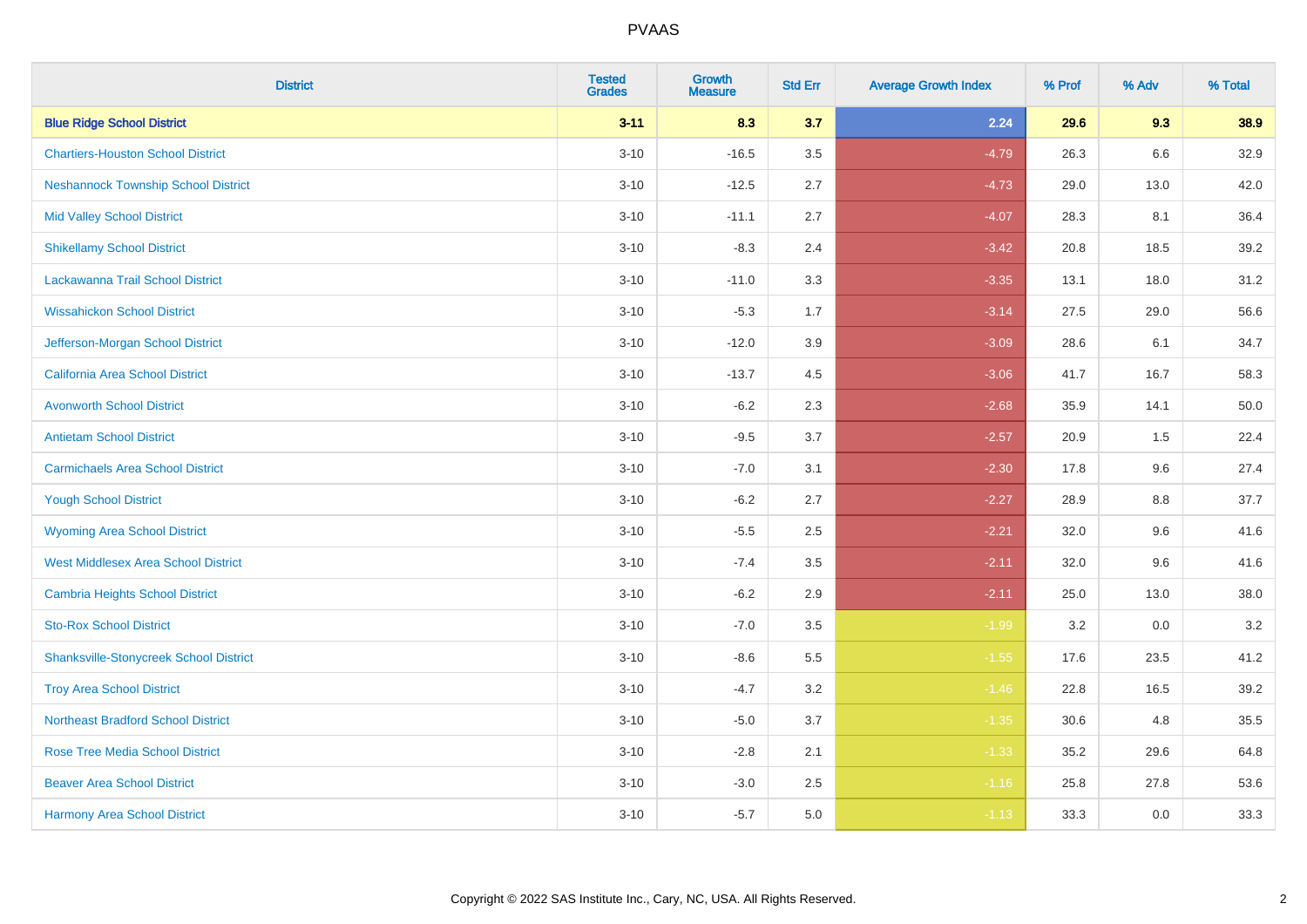| District | Tested Grades | Growth Measure | Std Err | Average Growth Index | % Prof | % Adv | % Total |
|---|---|---|---|---|---|---|---|
| **Blue Ridge School District** | **3-11** | **8.3** | **3.7** | **2.24** | **29.6** | **9.3** | **38.9** |
| Chartiers-Houston School District | 3-10 | -16.5 | 3.5 | -4.79 | 26.3 | 6.6 | 32.9 |
| Neshannock Township School District | 3-10 | -12.5 | 2.7 | -4.73 | 29.0 | 13.0 | 42.0 |
| Mid Valley School District | 3-10 | -11.1 | 2.7 | -4.07 | 28.3 | 8.1 | 36.4 |
| Shikellamy School District | 3-10 | -8.3 | 2.4 | -3.42 | 20.8 | 18.5 | 39.2 |
| Lackawanna Trail School District | 3-10 | -11.0 | 3.3 | -3.35 | 13.1 | 18.0 | 31.2 |
| Wissahickon School District | 3-10 | -5.3 | 1.7 | -3.14 | 27.5 | 29.0 | 56.6 |
| Jefferson-Morgan School District | 3-10 | -12.0 | 3.9 | -3.09 | 28.6 | 6.1 | 34.7 |
| California Area School District | 3-10 | -13.7 | 4.5 | -3.06 | 41.7 | 16.7 | 58.3 |
| Avonworth School District | 3-10 | -6.2 | 2.3 | -2.68 | 35.9 | 14.1 | 50.0 |
| Antietam School District | 3-10 | -9.5 | 3.7 | -2.57 | 20.9 | 1.5 | 22.4 |
| Carmichaels Area School District | 3-10 | -7.0 | 3.1 | -2.30 | 17.8 | 9.6 | 27.4 |
| Yough School District | 3-10 | -6.2 | 2.7 | -2.27 | 28.9 | 8.8 | 37.7 |
| Wyoming Area School District | 3-10 | -5.5 | 2.5 | -2.21 | 32.0 | 9.6 | 41.6 |
| West Middlesex Area School District | 3-10 | -7.4 | 3.5 | -2.11 | 32.0 | 9.6 | 41.6 |
| Cambria Heights School District | 3-10 | -6.2 | 2.9 | -2.11 | 25.0 | 13.0 | 38.0 |
| Sto-Rox School District | 3-10 | -7.0 | 3.5 | -1.99 | 3.2 | 0.0 | 3.2 |
| Shanksville-Stonycreek School District | 3-10 | -8.6 | 5.5 | -1.55 | 17.6 | 23.5 | 41.2 |
| Troy Area School District | 3-10 | -4.7 | 3.2 | -1.46 | 22.8 | 16.5 | 39.2 |
| Northeast Bradford School District | 3-10 | -5.0 | 3.7 | -1.35 | 30.6 | 4.8 | 35.5 |
| Rose Tree Media School District | 3-10 | -2.8 | 2.1 | -1.33 | 35.2 | 29.6 | 64.8 |
| Beaver Area School District | 3-10 | -3.0 | 2.5 | -1.16 | 25.8 | 27.8 | 53.6 |
| Harmony Area School District | 3-10 | -5.7 | 5.0 | -1.13 | 33.3 | 0.0 | 33.3 |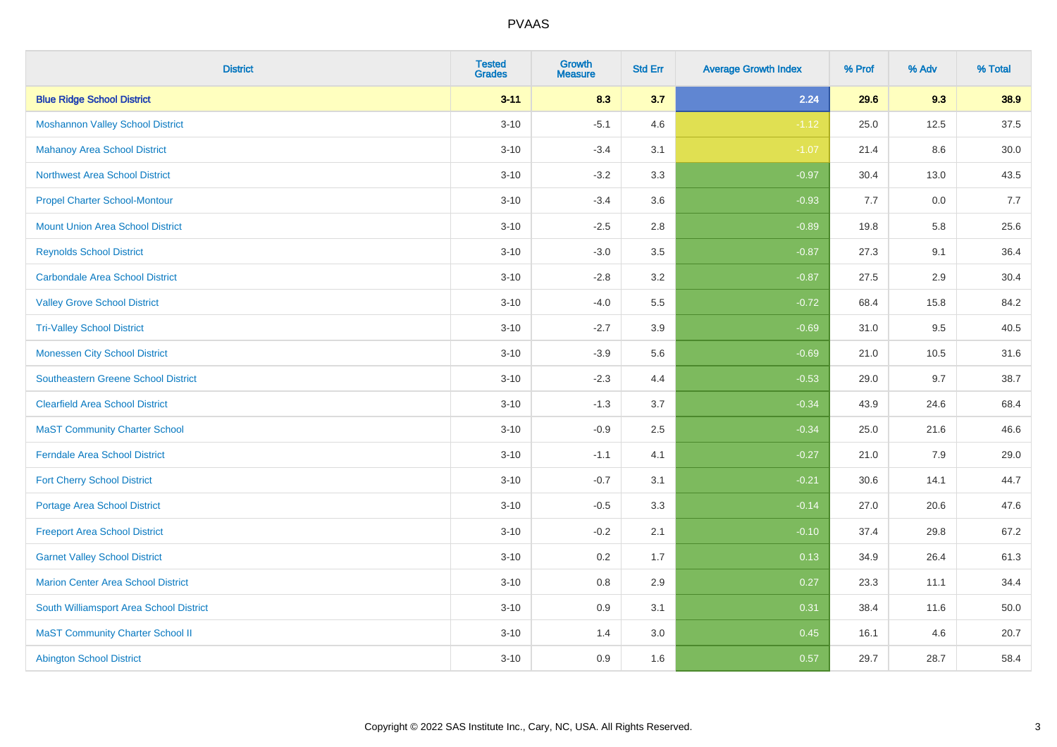| District | Tested Grades | Growth Measure | Std Err | Average Growth Index | % Prof | % Adv | % Total |
|---|---|---|---|---|---|---|---|
| **Blue Ridge School District** | **3-11** | **8.3** | **3.7** | **2.24** | **29.6** | **9.3** | **38.9** |
| Moshannon Valley School District | 3-10 | -5.1 | 4.6 | -1.12 | 25.0 | 12.5 | 37.5 |
| Mahanoy Area School District | 3-10 | -3.4 | 3.1 | -1.07 | 21.4 | 8.6 | 30.0 |
| Northwest Area School District | 3-10 | -3.2 | 3.3 | -0.97 | 30.4 | 13.0 | 43.5 |
| Propel Charter School-Montour | 3-10 | -3.4 | 3.6 | -0.93 | 7.7 | 0.0 | 7.7 |
| Mount Union Area School District | 3-10 | -2.5 | 2.8 | -0.89 | 19.8 | 5.8 | 25.6 |
| Reynolds School District | 3-10 | -3.0 | 3.5 | -0.87 | 27.3 | 9.1 | 36.4 |
| Carbondale Area School District | 3-10 | -2.8 | 3.2 | -0.87 | 27.5 | 2.9 | 30.4 |
| Valley Grove School District | 3-10 | -4.0 | 5.5 | -0.72 | 68.4 | 15.8 | 84.2 |
| Tri-Valley School District | 3-10 | -2.7 | 3.9 | -0.69 | 31.0 | 9.5 | 40.5 |
| Monessen City School District | 3-10 | -3.9 | 5.6 | -0.69 | 21.0 | 10.5 | 31.6 |
| Southeastern Greene School District | 3-10 | -2.3 | 4.4 | -0.53 | 29.0 | 9.7 | 38.7 |
| Clearfield Area School District | 3-10 | -1.3 | 3.7 | -0.34 | 43.9 | 24.6 | 68.4 |
| MaST Community Charter School | 3-10 | -0.9 | 2.5 | -0.34 | 25.0 | 21.6 | 46.6 |
| Ferndale Area School District | 3-10 | -1.1 | 4.1 | -0.27 | 21.0 | 7.9 | 29.0 |
| Fort Cherry School District | 3-10 | -0.7 | 3.1 | -0.21 | 30.6 | 14.1 | 44.7 |
| Portage Area School District | 3-10 | -0.5 | 3.3 | -0.14 | 27.0 | 20.6 | 47.6 |
| Freeport Area School District | 3-10 | -0.2 | 2.1 | -0.10 | 37.4 | 29.8 | 67.2 |
| Garnet Valley School District | 3-10 | 0.2 | 1.7 | 0.13 | 34.9 | 26.4 | 61.3 |
| Marion Center Area School District | 3-10 | 0.8 | 2.9 | 0.27 | 23.3 | 11.1 | 34.4 |
| South Williamsport Area School District | 3-10 | 0.9 | 3.1 | 0.31 | 38.4 | 11.6 | 50.0 |
| MaST Community Charter School II | 3-10 | 1.4 | 3.0 | 0.45 | 16.1 | 4.6 | 20.7 |
| Abington School District | 3-10 | 0.9 | 1.6 | 0.57 | 29.7 | 28.7 | 58.4 |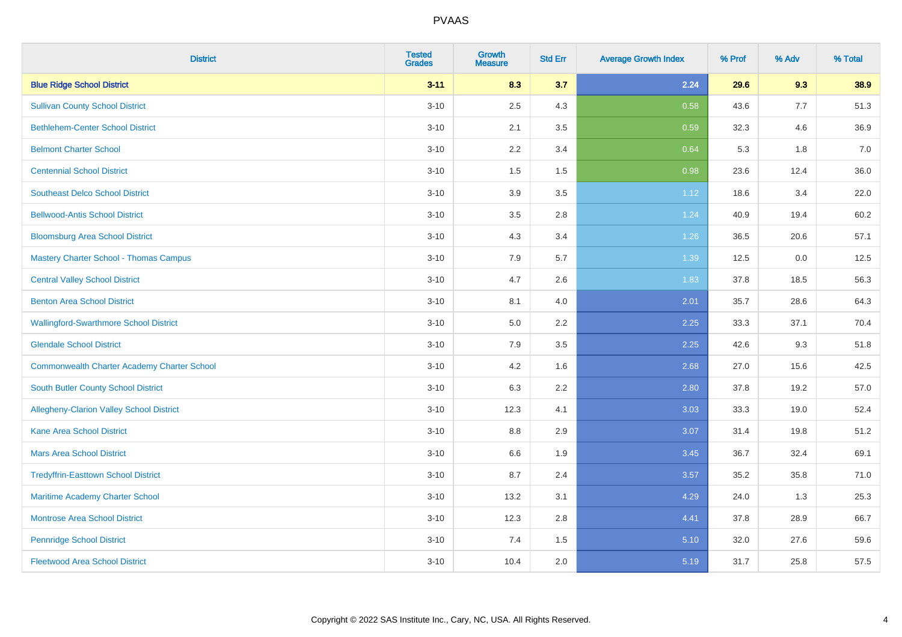PVAAS

| District | Tested Grades | Growth Measure | Std Err | Average Growth Index | % Prof | % Adv | % Total |
|---|---|---|---|---|---|---|---|
| **Blue Ridge School District** | **3-11** | **8.3** | **3.7** | **2.24** | **29.6** | **9.3** | **38.9** |
| Sullivan County School District | 3-10 | 2.5 | 4.3 | 0.58 | 43.6 | 7.7 | 51.3 |
| Bethlehem-Center School District | 3-10 | 2.1 | 3.5 | 0.59 | 32.3 | 4.6 | 36.9 |
| Belmont Charter School | 3-10 | 2.2 | 3.4 | 0.64 | 5.3 | 1.8 | 7.0 |
| Centennial School District | 3-10 | 1.5 | 1.5 | 0.98 | 23.6 | 12.4 | 36.0 |
| Southeast Delco School District | 3-10 | 3.9 | 3.5 | 1.12 | 18.6 | 3.4 | 22.0 |
| Bellwood-Antis School District | 3-10 | 3.5 | 2.8 | 1.24 | 40.9 | 19.4 | 60.2 |
| Bloomsburg Area School District | 3-10 | 4.3 | 3.4 | 1.26 | 36.5 | 20.6 | 57.1 |
| Mastery Charter School - Thomas Campus | 3-10 | 7.9 | 5.7 | 1.39 | 12.5 | 0.0 | 12.5 |
| Central Valley School District | 3-10 | 4.7 | 2.6 | 1.83 | 37.8 | 18.5 | 56.3 |
| Benton Area School District | 3-10 | 8.1 | 4.0 | 2.01 | 35.7 | 28.6 | 64.3 |
| Wallingford-Swarthmore School District | 3-10 | 5.0 | 2.2 | 2.25 | 33.3 | 37.1 | 70.4 |
| Glendale School District | 3-10 | 7.9 | 3.5 | 2.25 | 42.6 | 9.3 | 51.8 |
| Commonwealth Charter Academy Charter School | 3-10 | 4.2 | 1.6 | 2.68 | 27.0 | 15.6 | 42.5 |
| South Butler County School District | 3-10 | 6.3 | 2.2 | 2.80 | 37.8 | 19.2 | 57.0 |
| Allegheny-Clarion Valley School District | 3-10 | 12.3 | 4.1 | 3.03 | 33.3 | 19.0 | 52.4 |
| Kane Area School District | 3-10 | 8.8 | 2.9 | 3.07 | 31.4 | 19.8 | 51.2 |
| Mars Area School District | 3-10 | 6.6 | 1.9 | 3.45 | 36.7 | 32.4 | 69.1 |
| Tredyffrin-Easttown School District | 3-10 | 8.7 | 2.4 | 3.57 | 35.2 | 35.8 | 71.0 |
| Maritime Academy Charter School | 3-10 | 13.2 | 3.1 | 4.29 | 24.0 | 1.3 | 25.3 |
| Montrose Area School District | 3-10 | 12.3 | 2.8 | 4.41 | 37.8 | 28.9 | 66.7 |
| Pennridge School District | 3-10 | 7.4 | 1.5 | 5.10 | 32.0 | 27.6 | 59.6 |
| Fleetwood Area School District | 3-10 | 10.4 | 2.0 | 5.19 | 31.7 | 25.8 | 57.5 |

Copyright © 2022 SAS Institute Inc., Cary, NC, USA. All Rights Reserved.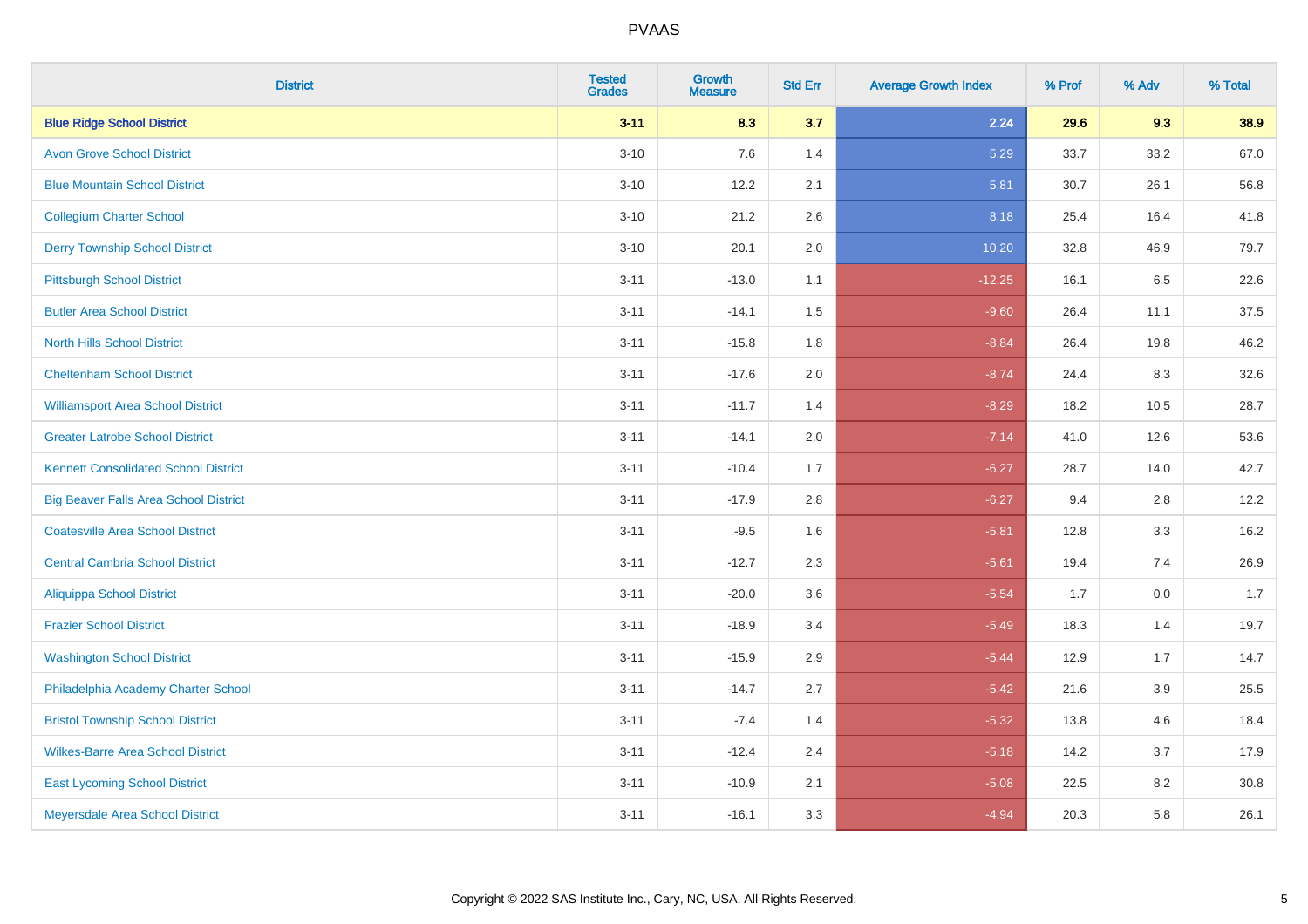# PVAAS

| District | Tested Grades | Growth Measure | Std Err | Average Growth Index | % Prof | % Adv | % Total |
|---|---|---|---|---|---|---|---|
| **Blue Ridge School District** | **3-11** | **8.3** | **3.7** | **2.24** | **29.6** | **9.3** | **38.9** |
| Avon Grove School District | 3-10 | 7.6 | 1.4 | 5.29 | 33.7 | 33.2 | 67.0 |
| Blue Mountain School District | 3-10 | 12.2 | 2.1 | 5.81 | 30.7 | 26.1 | 56.8 |
| Collegium Charter School | 3-10 | 21.2 | 2.6 | 8.18 | 25.4 | 16.4 | 41.8 |
| Derry Township School District | 3-10 | 20.1 | 2.0 | 10.20 | 32.8 | 46.9 | 79.7 |
| Pittsburgh School District | 3-11 | -13.0 | 1.1 | -12.25 | 16.1 | 6.5 | 22.6 |
| Butler Area School District | 3-11 | -14.1 | 1.5 | -9.60 | 26.4 | 11.1 | 37.5 |
| North Hills School District | 3-11 | -15.8 | 1.8 | -8.84 | 26.4 | 19.8 | 46.2 |
| Cheltenham School District | 3-11 | -17.6 | 2.0 | -8.74 | 24.4 | 8.3 | 32.6 |
| Williamsport Area School District | 3-11 | -11.7 | 1.4 | -8.29 | 18.2 | 10.5 | 28.7 |
| Greater Latrobe School District | 3-11 | -14.1 | 2.0 | -7.14 | 41.0 | 12.6 | 53.6 |
| Kennett Consolidated School District | 3-11 | -10.4 | 1.7 | -6.27 | 28.7 | 14.0 | 42.7 |
| Big Beaver Falls Area School District | 3-11 | -17.9 | 2.8 | -6.27 | 9.4 | 2.8 | 12.2 |
| Coatesville Area School District | 3-11 | -9.5 | 1.6 | -5.81 | 12.8 | 3.3 | 16.2 |
| Central Cambria School District | 3-11 | -12.7 | 2.3 | -5.61 | 19.4 | 7.4 | 26.9 |
| Aliquippa School District | 3-11 | -20.0 | 3.6 | -5.54 | 1.7 | 0.0 | 1.7 |
| Frazier School District | 3-11 | -18.9 | 3.4 | -5.49 | 18.3 | 1.4 | 19.7 |
| Washington School District | 3-11 | -15.9 | 2.9 | -5.44 | 12.9 | 1.7 | 14.7 |
| Philadelphia Academy Charter School | 3-11 | -14.7 | 2.7 | -5.42 | 21.6 | 3.9 | 25.5 |
| Bristol Township School District | 3-11 | -7.4 | 1.4 | -5.32 | 13.8 | 4.6 | 18.4 |
| Wilkes-Barre Area School District | 3-11 | -12.4 | 2.4 | -5.18 | 14.2 | 3.7 | 17.9 |
| East Lycoming School District | 3-11 | -10.9 | 2.1 | -5.08 | 22.5 | 8.2 | 30.8 |
| Meyersdale Area School District | 3-11 | -16.1 | 3.3 | -4.94 | 20.3 | 5.8 | 26.1 |

Copyright © 2022 SAS Institute Inc., Cary, NC, USA. All Rights Reserved.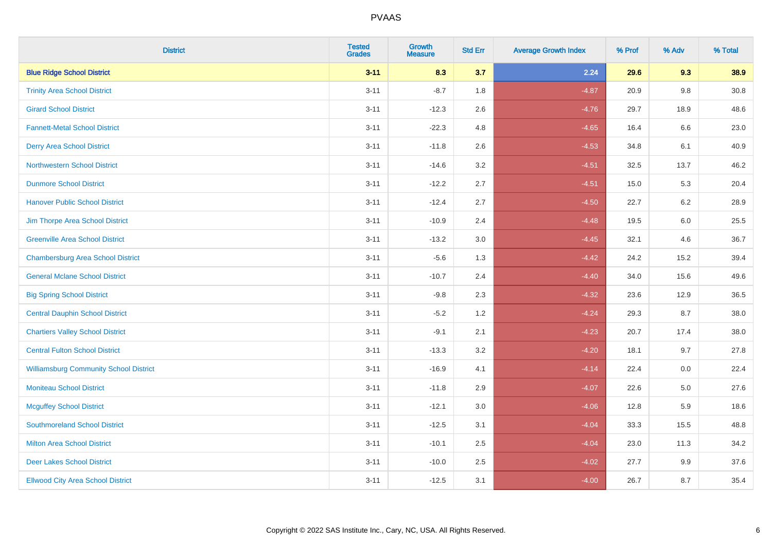# PVAAS

| District | Tested Grades | Growth Measure | Std Err | Average Growth Index | % Prof | % Adv | % Total |
|---|---|---|---|---|---|---|---|
| **Blue Ridge School District** | **3-11** | **8.3** | **3.7** | **2.24** | **29.6** | **9.3** | **38.9** |
| Trinity Area School District | 3-11 | -8.7 | 1.8 | -4.87 | 20.9 | 9.8 | 30.8 |
| Girard School District | 3-11 | -12.3 | 2.6 | -4.76 | 29.7 | 18.9 | 48.6 |
| Fannett-Metal School District | 3-11 | -22.3 | 4.8 | -4.65 | 16.4 | 6.6 | 23.0 |
| Derry Area School District | 3-11 | -11.8 | 2.6 | -4.53 | 34.8 | 6.1 | 40.9 |
| Northwestern School District | 3-11 | -14.6 | 3.2 | -4.51 | 32.5 | 13.7 | 46.2 |
| Dunmore School District | 3-11 | -12.2 | 2.7 | -4.51 | 15.0 | 5.3 | 20.4 |
| Hanover Public School District | 3-11 | -12.4 | 2.7 | -4.50 | 22.7 | 6.2 | 28.9 |
| Jim Thorpe Area School District | 3-11 | -10.9 | 2.4 | -4.48 | 19.5 | 6.0 | 25.5 |
| Greenville Area School District | 3-11 | -13.2 | 3.0 | -4.45 | 32.1 | 4.6 | 36.7 |
| Chambersburg Area School District | 3-11 | -5.6 | 1.3 | -4.42 | 24.2 | 15.2 | 39.4 |
| General Mclane School District | 3-11 | -10.7 | 2.4 | -4.40 | 34.0 | 15.6 | 49.6 |
| Big Spring School District | 3-11 | -9.8 | 2.3 | -4.32 | 23.6 | 12.9 | 36.5 |
| Central Dauphin School District | 3-11 | -5.2 | 1.2 | -4.24 | 29.3 | 8.7 | 38.0 |
| Chartiers Valley School District | 3-11 | -9.1 | 2.1 | -4.23 | 20.7 | 17.4 | 38.0 |
| Central Fulton School District | 3-11 | -13.3 | 3.2 | -4.20 | 18.1 | 9.7 | 27.8 |
| Williamsburg Community School District | 3-11 | -16.9 | 4.1 | -4.14 | 22.4 | 0.0 | 22.4 |
| Moniteau School District | 3-11 | -11.8 | 2.9 | -4.07 | 22.6 | 5.0 | 27.6 |
| Mcguffey School District | 3-11 | -12.1 | 3.0 | -4.06 | 12.8 | 5.9 | 18.6 |
| Southmoreland School District | 3-11 | -12.5 | 3.1 | -4.04 | 33.3 | 15.5 | 48.8 |
| Milton Area School District | 3-11 | -10.1 | 2.5 | -4.04 | 23.0 | 11.3 | 34.2 |
| Deer Lakes School District | 3-11 | -10.0 | 2.5 | -4.02 | 27.7 | 9.9 | 37.6 |
| Ellwood City Area School District | 3-11 | -12.5 | 3.1 | -4.00 | 26.7 | 8.7 | 35.4 |

Copyright © 2022 SAS Institute Inc., Cary, NC, USA. All Rights Reserved.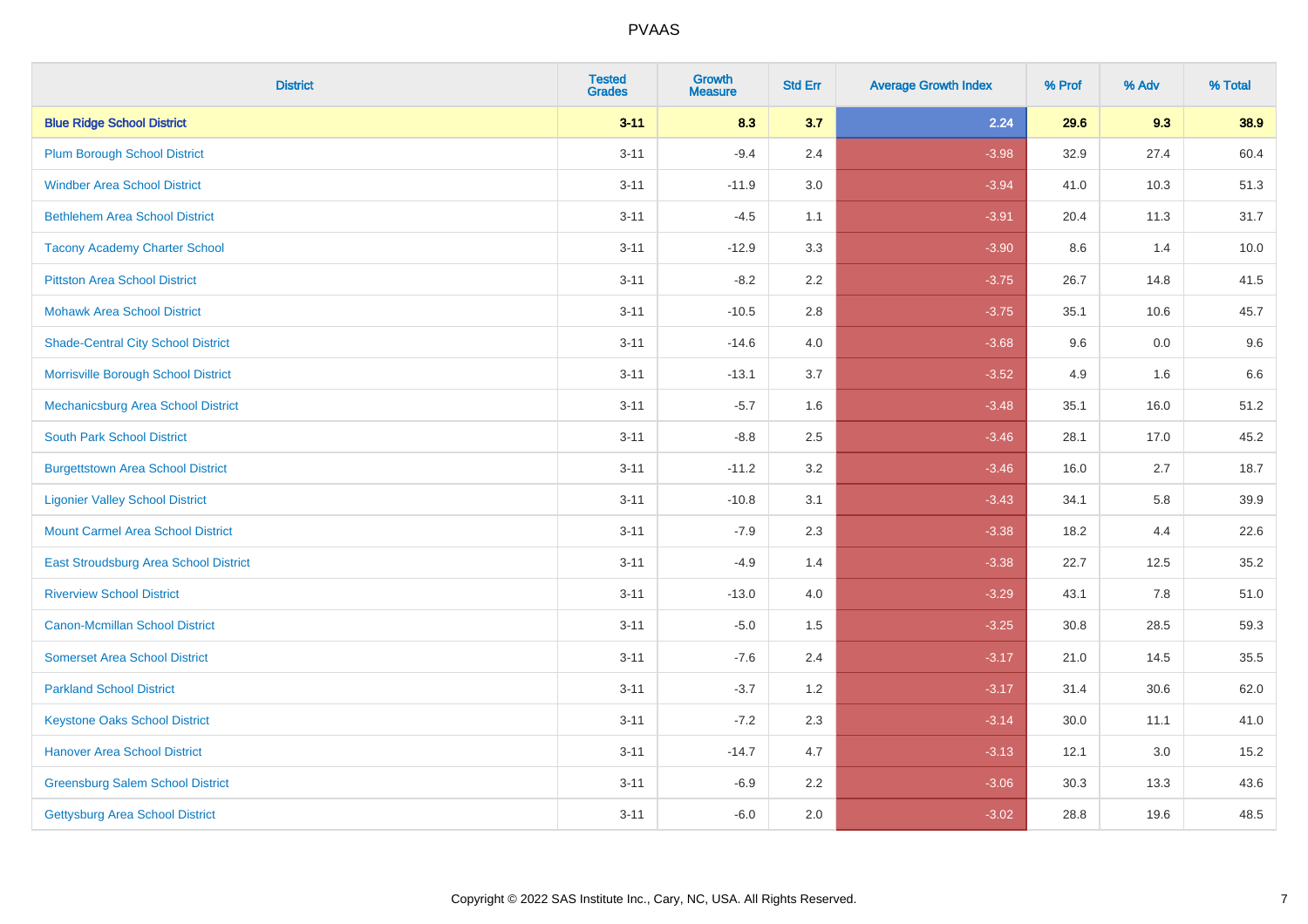# PVAAS

| District | Tested Grades | Growth Measure | Std Err | Average Growth Index | % Prof | % Adv | % Total |
|---|---|---|---|---|---|---|---|
| **Blue Ridge School District** | **3-11** | **8.3** | **3.7** | **2.24** | **29.6** | **9.3** | **38.9** |
| Plum Borough School District | 3-11 | -9.4 | 2.4 | -3.98 | 32.9 | 27.4 | 60.4 |
| Windber Area School District | 3-11 | -11.9 | 3.0 | -3.94 | 41.0 | 10.3 | 51.3 |
| Bethlehem Area School District | 3-11 | -4.5 | 1.1 | -3.91 | 20.4 | 11.3 | 31.7 |
| Tacony Academy Charter School | 3-11 | -12.9 | 3.3 | -3.90 | 8.6 | 1.4 | 10.0 |
| Pittston Area School District | 3-11 | -8.2 | 2.2 | -3.75 | 26.7 | 14.8 | 41.5 |
| Mohawk Area School District | 3-11 | -10.5 | 2.8 | -3.75 | 35.1 | 10.6 | 45.7 |
| Shade-Central City School District | 3-11 | -14.6 | 4.0 | -3.68 | 9.6 | 0.0 | 9.6 |
| Morrisville Borough School District | 3-11 | -13.1 | 3.7 | -3.52 | 4.9 | 1.6 | 6.6 |
| Mechanicsburg Area School District | 3-11 | -5.7 | 1.6 | -3.48 | 35.1 | 16.0 | 51.2 |
| South Park School District | 3-11 | -8.8 | 2.5 | -3.46 | 28.1 | 17.0 | 45.2 |
| Burgettstown Area School District | 3-11 | -11.2 | 3.2 | -3.46 | 16.0 | 2.7 | 18.7 |
| Ligonier Valley School District | 3-11 | -10.8 | 3.1 | -3.43 | 34.1 | 5.8 | 39.9 |
| Mount Carmel Area School District | 3-11 | -7.9 | 2.3 | -3.38 | 18.2 | 4.4 | 22.6 |
| East Stroudsburg Area School District | 3-11 | -4.9 | 1.4 | -3.38 | 22.7 | 12.5 | 35.2 |
| Riverview School District | 3-11 | -13.0 | 4.0 | -3.29 | 43.1 | 7.8 | 51.0 |
| Canon-Mcmillan School District | 3-11 | -5.0 | 1.5 | -3.25 | 30.8 | 28.5 | 59.3 |
| Somerset Area School District | 3-11 | -7.6 | 2.4 | -3.17 | 21.0 | 14.5 | 35.5 |
| Parkland School District | 3-11 | -3.7 | 1.2 | -3.17 | 31.4 | 30.6 | 62.0 |
| Keystone Oaks School District | 3-11 | -7.2 | 2.3 | -3.14 | 30.0 | 11.1 | 41.0 |
| Hanover Area School District | 3-11 | -14.7 | 4.7 | -3.13 | 12.1 | 3.0 | 15.2 |
| Greensburg Salem School District | 3-11 | -6.9 | 2.2 | -3.06 | 30.3 | 13.3 | 43.6 |
| Gettysburg Area School District | 3-11 | -6.0 | 2.0 | -3.02 | 28.8 | 19.6 | 48.5 |

Copyright © 2022 SAS Institute Inc., Cary, NC, USA. All Rights Reserved.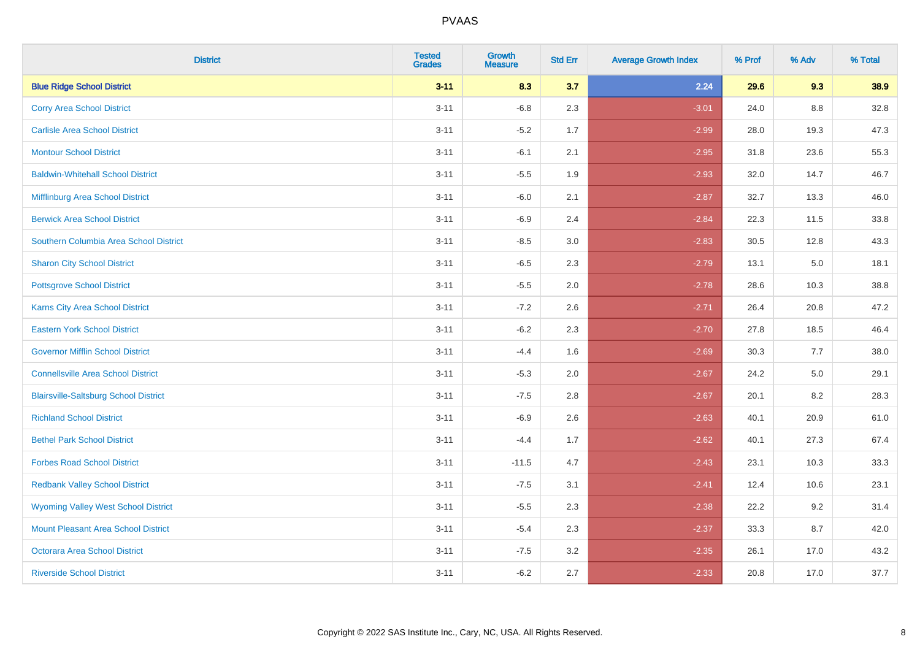| District | Tested Grades | Growth Measure | Std Err | Average Growth Index | % Prof | % Adv | % Total |
|---|---|---|---|---|---|---|---|
| **Blue Ridge School District** | **3-11** | **8.3** | **3.7** | **2.24** | **29.6** | **9.3** | **38.9** |
| Corry Area School District | 3-11 | -6.8 | 2.3 | -3.01 | 24.0 | 8.8 | 32.8 |
| Carlisle Area School District | 3-11 | -5.2 | 1.7 | -2.99 | 28.0 | 19.3 | 47.3 |
| Montour School District | 3-11 | -6.1 | 2.1 | -2.95 | 31.8 | 23.6 | 55.3 |
| Baldwin-Whitehall School District | 3-11 | -5.5 | 1.9 | -2.93 | 32.0 | 14.7 | 46.7 |
| Mifflinburg Area School District | 3-11 | -6.0 | 2.1 | -2.87 | 32.7 | 13.3 | 46.0 |
| Berwick Area School District | 3-11 | -6.9 | 2.4 | -2.84 | 22.3 | 11.5 | 33.8 |
| Southern Columbia Area School District | 3-11 | -8.5 | 3.0 | -2.83 | 30.5 | 12.8 | 43.3 |
| Sharon City School District | 3-11 | -6.5 | 2.3 | -2.79 | 13.1 | 5.0 | 18.1 |
| Pottsgrove School District | 3-11 | -5.5 | 2.0 | -2.78 | 28.6 | 10.3 | 38.8 |
| Karns City Area School District | 3-11 | -7.2 | 2.6 | -2.71 | 26.4 | 20.8 | 47.2 |
| Eastern York School District | 3-11 | -6.2 | 2.3 | -2.70 | 27.8 | 18.5 | 46.4 |
| Governor Mifflin School District | 3-11 | -4.4 | 1.6 | -2.69 | 30.3 | 7.7 | 38.0 |
| Connellsville Area School District | 3-11 | -5.3 | 2.0 | -2.67 | 24.2 | 5.0 | 29.1 |
| Blairsville-Saltsburg School District | 3-11 | -7.5 | 2.8 | -2.67 | 20.1 | 8.2 | 28.3 |
| Richland School District | 3-11 | -6.9 | 2.6 | -2.63 | 40.1 | 20.9 | 61.0 |
| Bethel Park School District | 3-11 | -4.4 | 1.7 | -2.62 | 40.1 | 27.3 | 67.4 |
| Forbes Road School District | 3-11 | -11.5 | 4.7 | -2.43 | 23.1 | 10.3 | 33.3 |
| Redbank Valley School District | 3-11 | -7.5 | 3.1 | -2.41 | 12.4 | 10.6 | 23.1 |
| Wyoming Valley West School District | 3-11 | -5.5 | 2.3 | -2.38 | 22.2 | 9.2 | 31.4 |
| Mount Pleasant Area School District | 3-11 | -5.4 | 2.3 | -2.37 | 33.3 | 8.7 | 42.0 |
| Octorara Area School District | 3-11 | -7.5 | 3.2 | -2.35 | 26.1 | 17.0 | 43.2 |
| Riverside School District | 3-11 | -6.2 | 2.7 | -2.33 | 20.8 | 17.0 | 37.7 |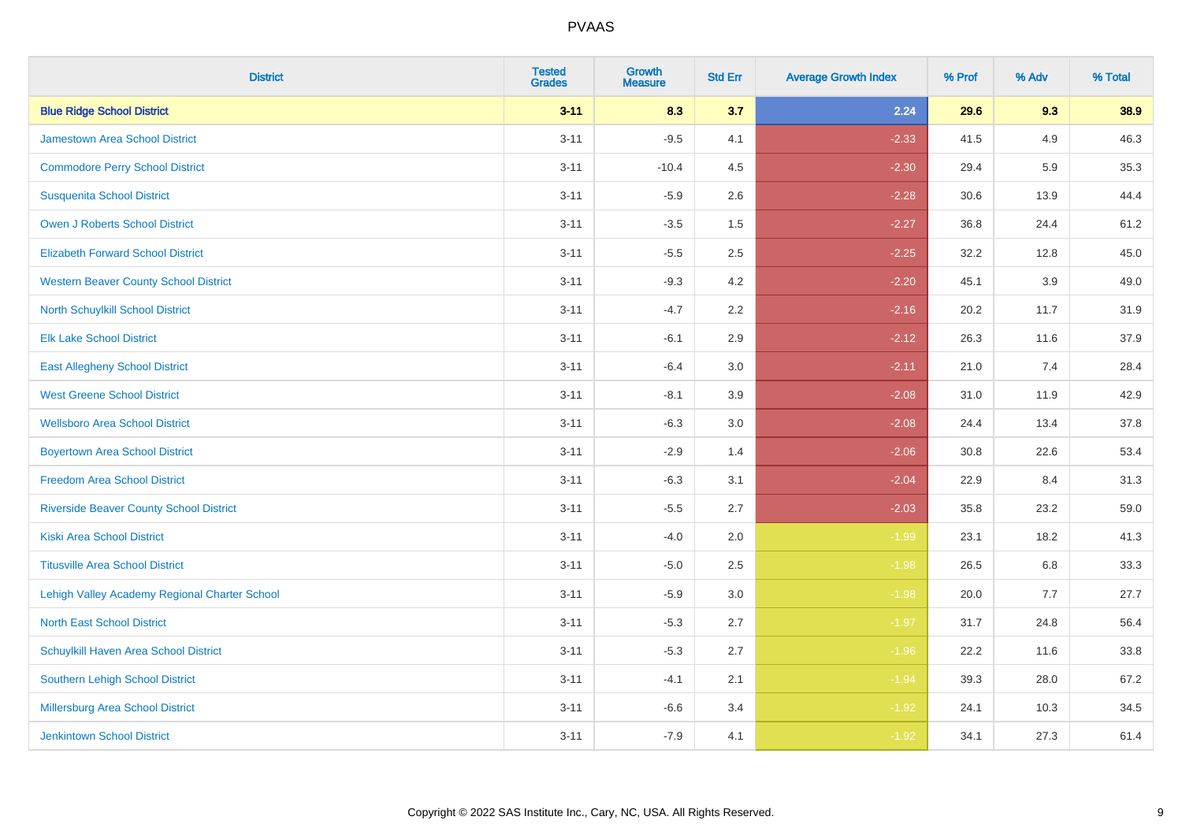| District | Tested Grades | Growth Measure | Std Err | Average Growth Index | % Prof | % Adv | % Total |
|---|---|---|---|---|---|---|---|
| **Blue Ridge School District** | **3-11** | **8.3** | **3.7** | **2.24** | **29.6** | **9.3** | **38.9** |
| Jamestown Area School District | 3-11 | -9.5 | 4.1 | -2.33 | 41.5 | 4.9 | 46.3 |
| Commodore Perry School District | 3-11 | -10.4 | 4.5 | -2.30 | 29.4 | 5.9 | 35.3 |
| Susquenita School District | 3-11 | -5.9 | 2.6 | -2.28 | 30.6 | 13.9 | 44.4 |
| Owen J Roberts School District | 3-11 | -3.5 | 1.5 | -2.27 | 36.8 | 24.4 | 61.2 |
| Elizabeth Forward School District | 3-11 | -5.5 | 2.5 | -2.25 | 32.2 | 12.8 | 45.0 |
| Western Beaver County School District | 3-11 | -9.3 | 4.2 | -2.20 | 45.1 | 3.9 | 49.0 |
| North Schuylkill School District | 3-11 | -4.7 | 2.2 | -2.16 | 20.2 | 11.7 | 31.9 |
| Elk Lake School District | 3-11 | -6.1 | 2.9 | -2.12 | 26.3 | 11.6 | 37.9 |
| East Allegheny School District | 3-11 | -6.4 | 3.0 | -2.11 | 21.0 | 7.4 | 28.4 |
| West Greene School District | 3-11 | -8.1 | 3.9 | -2.08 | 31.0 | 11.9 | 42.9 |
| Wellsboro Area School District | 3-11 | -6.3 | 3.0 | -2.08 | 24.4 | 13.4 | 37.8 |
| Boyertown Area School District | 3-11 | -2.9 | 1.4 | -2.06 | 30.8 | 22.6 | 53.4 |
| Freedom Area School District | 3-11 | -6.3 | 3.1 | -2.04 | 22.9 | 8.4 | 31.3 |
| Riverside Beaver County School District | 3-11 | -5.5 | 2.7 | -2.03 | 35.8 | 23.2 | 59.0 |
| Kiski Area School District | 3-11 | -4.0 | 2.0 | -1.99 | 23.1 | 18.2 | 41.3 |
| Titusville Area School District | 3-11 | -5.0 | 2.5 | -1.98 | 26.5 | 6.8 | 33.3 |
| Lehigh Valley Academy Regional Charter School | 3-11 | -5.9 | 3.0 | -1.98 | 20.0 | 7.7 | 27.7 |
| North East School District | 3-11 | -5.3 | 2.7 | -1.97 | 31.7 | 24.8 | 56.4 |
| Schuylkill Haven Area School District | 3-11 | -5.3 | 2.7 | -1.96 | 22.2 | 11.6 | 33.8 |
| Southern Lehigh School District | 3-11 | -4.1 | 2.1 | -1.94 | 39.3 | 28.0 | 67.2 |
| Millersburg Area School District | 3-11 | -6.6 | 3.4 | -1.92 | 24.1 | 10.3 | 34.5 |
| Jenkintown School District | 3-11 | -7.9 | 4.1 | -1.92 | 34.1 | 27.3 | 61.4 |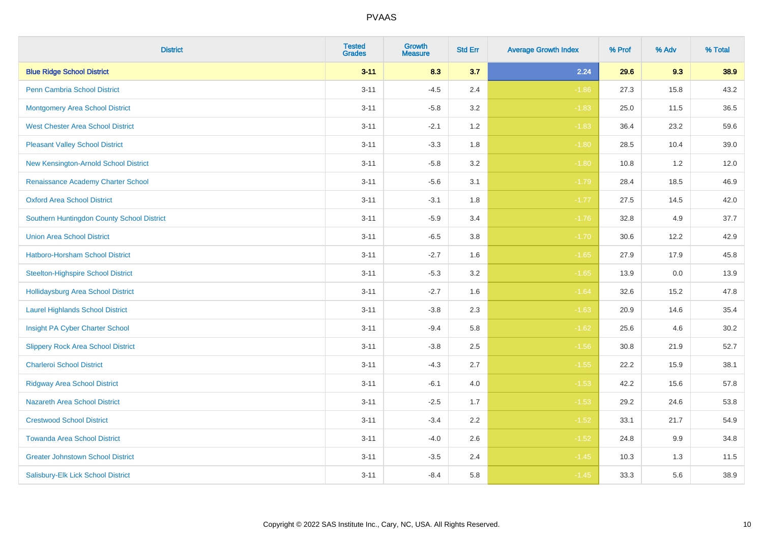| District | Tested Grades | Growth Measure | Std Err | Average Growth Index | % Prof | % Adv | % Total |
|---|---|---|---|---|---|---|---|
| **Blue Ridge School District** | **3-11** | **8.3** | **3.7** | **2.24** | **29.6** | **9.3** | **38.9** |
| Penn Cambria School District | 3-11 | -4.5 | 2.4 | -1.86 | 27.3 | 15.8 | 43.2 |
| Montgomery Area School District | 3-11 | -5.8 | 3.2 | -1.83 | 25.0 | 11.5 | 36.5 |
| West Chester Area School District | 3-11 | -2.1 | 1.2 | -1.83 | 36.4 | 23.2 | 59.6 |
| Pleasant Valley School District | 3-11 | -3.3 | 1.8 | -1.80 | 28.5 | 10.4 | 39.0 |
| New Kensington-Arnold School District | 3-11 | -5.8 | 3.2 | -1.80 | 10.8 | 1.2 | 12.0 |
| Renaissance Academy Charter School | 3-11 | -5.6 | 3.1 | -1.79 | 28.4 | 18.5 | 46.9 |
| Oxford Area School District | 3-11 | -3.1 | 1.8 | -1.77 | 27.5 | 14.5 | 42.0 |
| Southern Huntingdon County School District | 3-11 | -5.9 | 3.4 | -1.76 | 32.8 | 4.9 | 37.7 |
| Union Area School District | 3-11 | -6.5 | 3.8 | -1.70 | 30.6 | 12.2 | 42.9 |
| Hatboro-Horsham School District | 3-11 | -2.7 | 1.6 | -1.65 | 27.9 | 17.9 | 45.8 |
| Steelton-Highspire School District | 3-11 | -5.3 | 3.2 | -1.65 | 13.9 | 0.0 | 13.9 |
| Hollidaysburg Area School District | 3-11 | -2.7 | 1.6 | -1.64 | 32.6 | 15.2 | 47.8 |
| Laurel Highlands School District | 3-11 | -3.8 | 2.3 | -1.63 | 20.9 | 14.6 | 35.4 |
| Insight PA Cyber Charter School | 3-11 | -9.4 | 5.8 | -1.62 | 25.6 | 4.6 | 30.2 |
| Slippery Rock Area School District | 3-11 | -3.8 | 2.5 | -1.56 | 30.8 | 21.9 | 52.7 |
| Charleroi School District | 3-11 | -4.3 | 2.7 | -1.55 | 22.2 | 15.9 | 38.1 |
| Ridgway Area School District | 3-11 | -6.1 | 4.0 | -1.53 | 42.2 | 15.6 | 57.8 |
| Nazareth Area School District | 3-11 | -2.5 | 1.7 | -1.53 | 29.2 | 24.6 | 53.8 |
| Crestwood School District | 3-11 | -3.4 | 2.2 | -1.52 | 33.1 | 21.7 | 54.9 |
| Towanda Area School District | 3-11 | -4.0 | 2.6 | -1.52 | 24.8 | 9.9 | 34.8 |
| Greater Johnstown School District | 3-11 | -3.5 | 2.4 | -1.45 | 10.3 | 1.3 | 11.5 |
| Salisbury-Elk Lick School District | 3-11 | -8.4 | 5.8 | -1.45 | 33.3 | 5.6 | 38.9 |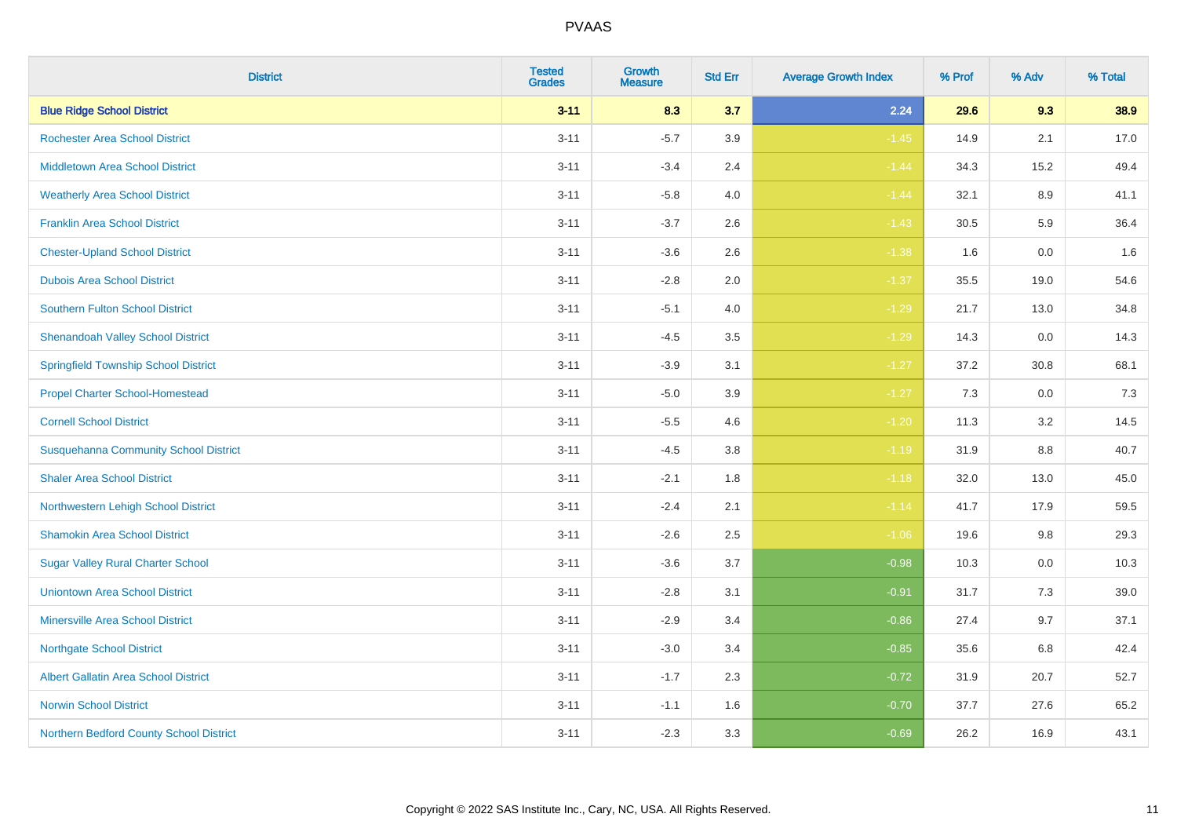# PVAAS

| District | Tested Grades | Growth Measure | Std Err | Average Growth Index | % Prof | % Adv | % Total |
|---|---|---|---|---|---|---|---|
| **Blue Ridge School District** | **3-11** | **8.3** | **3.7** | **2.24** | **29.6** | **9.3** | **38.9** |
| Rochester Area School District | 3-11 | -5.7 | 3.9 | -1.45 | 14.9 | 2.1 | 17.0 |
| Middletown Area School District | 3-11 | -3.4 | 2.4 | -1.44 | 34.3 | 15.2 | 49.4 |
| Weatherly Area School District | 3-11 | -5.8 | 4.0 | -1.44 | 32.1 | 8.9 | 41.1 |
| Franklin Area School District | 3-11 | -3.7 | 2.6 | -1.43 | 30.5 | 5.9 | 36.4 |
| Chester-Upland School District | 3-11 | -3.6 | 2.6 | -1.38 | 1.6 | 0.0 | 1.6 |
| Dubois Area School District | 3-11 | -2.8 | 2.0 | -1.37 | 35.5 | 19.0 | 54.6 |
| Southern Fulton School District | 3-11 | -5.1 | 4.0 | -1.29 | 21.7 | 13.0 | 34.8 |
| Shenandoah Valley School District | 3-11 | -4.5 | 3.5 | -1.29 | 14.3 | 0.0 | 14.3 |
| Springfield Township School District | 3-11 | -3.9 | 3.1 | -1.27 | 37.2 | 30.8 | 68.1 |
| Propel Charter School-Homestead | 3-11 | -5.0 | 3.9 | -1.27 | 7.3 | 0.0 | 7.3 |
| Cornell School District | 3-11 | -5.5 | 4.6 | -1.20 | 11.3 | 3.2 | 14.5 |
| Susquehanna Community School District | 3-11 | -4.5 | 3.8 | -1.19 | 31.9 | 8.8 | 40.7 |
| Shaler Area School District | 3-11 | -2.1 | 1.8 | -1.18 | 32.0 | 13.0 | 45.0 |
| Northwestern Lehigh School District | 3-11 | -2.4 | 2.1 | -1.14 | 41.7 | 17.9 | 59.5 |
| Shamokin Area School District | 3-11 | -2.6 | 2.5 | -1.06 | 19.6 | 9.8 | 29.3 |
| Sugar Valley Rural Charter School | 3-11 | -3.6 | 3.7 | -0.98 | 10.3 | 0.0 | 10.3 |
| Uniontown Area School District | 3-11 | -2.8 | 3.1 | -0.91 | 31.7 | 7.3 | 39.0 |
| Minersville Area School District | 3-11 | -2.9 | 3.4 | -0.86 | 27.4 | 9.7 | 37.1 |
| Northgate School District | 3-11 | -3.0 | 3.4 | -0.85 | 35.6 | 6.8 | 42.4 |
| Albert Gallatin Area School District | 3-11 | -1.7 | 2.3 | -0.72 | 31.9 | 20.7 | 52.7 |
| Norwin School District | 3-11 | -1.1 | 1.6 | -0.70 | 37.7 | 27.6 | 65.2 |
| Northern Bedford County School District | 3-11 | -2.3 | 3.3 | -0.69 | 26.2 | 16.9 | 43.1 |

Copyright © 2022 SAS Institute Inc., Cary, NC, USA. All Rights Reserved.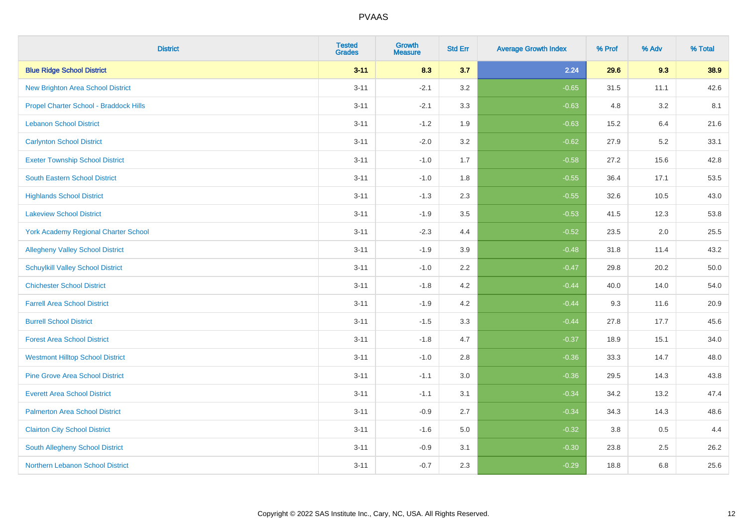| District | Tested Grades | Growth Measure | Std Err | Average Growth Index | % Prof | % Adv | % Total |
|---|---|---|---|---|---|---|---|
| **Blue Ridge School District** | **3-11** | **8.3** | **3.7** | **2.24** | **29.6** | **9.3** | **38.9** |
| New Brighton Area School District | 3-11 | -2.1 | 3.2 | -0.65 | 31.5 | 11.1 | 42.6 |
| Propel Charter School - Braddock Hills | 3-11 | -2.1 | 3.3 | -0.63 | 4.8 | 3.2 | 8.1 |
| Lebanon School District | 3-11 | -1.2 | 1.9 | -0.63 | 15.2 | 6.4 | 21.6 |
| Carlynton School District | 3-11 | -2.0 | 3.2 | -0.62 | 27.9 | 5.2 | 33.1 |
| Exeter Township School District | 3-11 | -1.0 | 1.7 | -0.58 | 27.2 | 15.6 | 42.8 |
| South Eastern School District | 3-11 | -1.0 | 1.8 | -0.55 | 36.4 | 17.1 | 53.5 |
| Highlands School District | 3-11 | -1.3 | 2.3 | -0.55 | 32.6 | 10.5 | 43.0 |
| Lakeview School District | 3-11 | -1.9 | 3.5 | -0.53 | 41.5 | 12.3 | 53.8 |
| York Academy Regional Charter School | 3-11 | -2.3 | 4.4 | -0.52 | 23.5 | 2.0 | 25.5 |
| Allegheny Valley School District | 3-11 | -1.9 | 3.9 | -0.48 | 31.8 | 11.4 | 43.2 |
| Schuylkill Valley School District | 3-11 | -1.0 | 2.2 | -0.47 | 29.8 | 20.2 | 50.0 |
| Chichester School District | 3-11 | -1.8 | 4.2 | -0.44 | 40.0 | 14.0 | 54.0 |
| Farrell Area School District | 3-11 | -1.9 | 4.2 | -0.44 | 9.3 | 11.6 | 20.9 |
| Burrell School District | 3-11 | -1.5 | 3.3 | -0.44 | 27.8 | 17.7 | 45.6 |
| Forest Area School District | 3-11 | -1.8 | 4.7 | -0.37 | 18.9 | 15.1 | 34.0 |
| Westmont Hilltop School District | 3-11 | -1.0 | 2.8 | -0.36 | 33.3 | 14.7 | 48.0 |
| Pine Grove Area School District | 3-11 | -1.1 | 3.0 | -0.36 | 29.5 | 14.3 | 43.8 |
| Everett Area School District | 3-11 | -1.1 | 3.1 | -0.34 | 34.2 | 13.2 | 47.4 |
| Palmerton Area School District | 3-11 | -0.9 | 2.7 | -0.34 | 34.3 | 14.3 | 48.6 |
| Clairton City School District | 3-11 | -1.6 | 5.0 | -0.32 | 3.8 | 0.5 | 4.4 |
| South Allegheny School District | 3-11 | -0.9 | 3.1 | -0.30 | 23.8 | 2.5 | 26.2 |
| Northern Lebanon School District | 3-11 | -0.7 | 2.3 | -0.29 | 18.8 | 6.8 | 25.6 |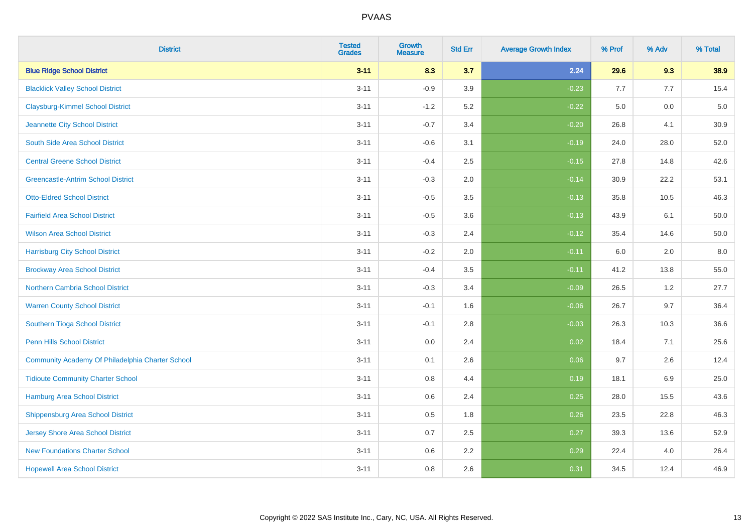# PVAAS

| District | Tested Grades | Growth Measure | Std Err | Average Growth Index | % Prof | % Adv | % Total |
|---|---|---|---|---|---|---|---|
| **Blue Ridge School District** | **3-11** | **8.3** | **3.7** | **2.24** | **29.6** | **9.3** | **38.9** |
| Blacklick Valley School District | 3-11 | -0.9 | 3.9 | -0.23 | 7.7 | 7.7 | 15.4 |
| Claysburg-Kimmel School District | 3-11 | -1.2 | 5.2 | -0.22 | 5.0 | 0.0 | 5.0 |
| Jeannette City School District | 3-11 | -0.7 | 3.4 | -0.20 | 26.8 | 4.1 | 30.9 |
| South Side Area School District | 3-11 | -0.6 | 3.1 | -0.19 | 24.0 | 28.0 | 52.0 |
| Central Greene School District | 3-11 | -0.4 | 2.5 | -0.15 | 27.8 | 14.8 | 42.6 |
| Greencastle-Antrim School District | 3-11 | -0.3 | 2.0 | -0.14 | 30.9 | 22.2 | 53.1 |
| Otto-Eldred School District | 3-11 | -0.5 | 3.5 | -0.13 | 35.8 | 10.5 | 46.3 |
| Fairfield Area School District | 3-11 | -0.5 | 3.6 | -0.13 | 43.9 | 6.1 | 50.0 |
| Wilson Area School District | 3-11 | -0.3 | 2.4 | -0.12 | 35.4 | 14.6 | 50.0 |
| Harrisburg City School District | 3-11 | -0.2 | 2.0 | -0.11 | 6.0 | 2.0 | 8.0 |
| Brockway Area School District | 3-11 | -0.4 | 3.5 | -0.11 | 41.2 | 13.8 | 55.0 |
| Northern Cambria School District | 3-11 | -0.3 | 3.4 | -0.09 | 26.5 | 1.2 | 27.7 |
| Warren County School District | 3-11 | -0.1 | 1.6 | -0.06 | 26.7 | 9.7 | 36.4 |
| Southern Tioga School District | 3-11 | -0.1 | 2.8 | -0.03 | 26.3 | 10.3 | 36.6 |
| Penn Hills School District | 3-11 | 0.0 | 2.4 | 0.02 | 18.4 | 7.1 | 25.6 |
| Community Academy Of Philadelphia Charter School | 3-11 | 0.1 | 2.6 | 0.06 | 9.7 | 2.6 | 12.4 |
| Tidioute Community Charter School | 3-11 | 0.8 | 4.4 | 0.19 | 18.1 | 6.9 | 25.0 |
| Hamburg Area School District | 3-11 | 0.6 | 2.4 | 0.25 | 28.0 | 15.5 | 43.6 |
| Shippensburg Area School District | 3-11 | 0.5 | 1.8 | 0.26 | 23.5 | 22.8 | 46.3 |
| Jersey Shore Area School District | 3-11 | 0.7 | 2.5 | 0.27 | 39.3 | 13.6 | 52.9 |
| New Foundations Charter School | 3-11 | 0.6 | 2.2 | 0.29 | 22.4 | 4.0 | 26.4 |
| Hopewell Area School District | 3-11 | 0.8 | 2.6 | 0.31 | 34.5 | 12.4 | 46.9 |

Copyright © 2022 SAS Institute Inc., Cary, NC, USA. All Rights Reserved.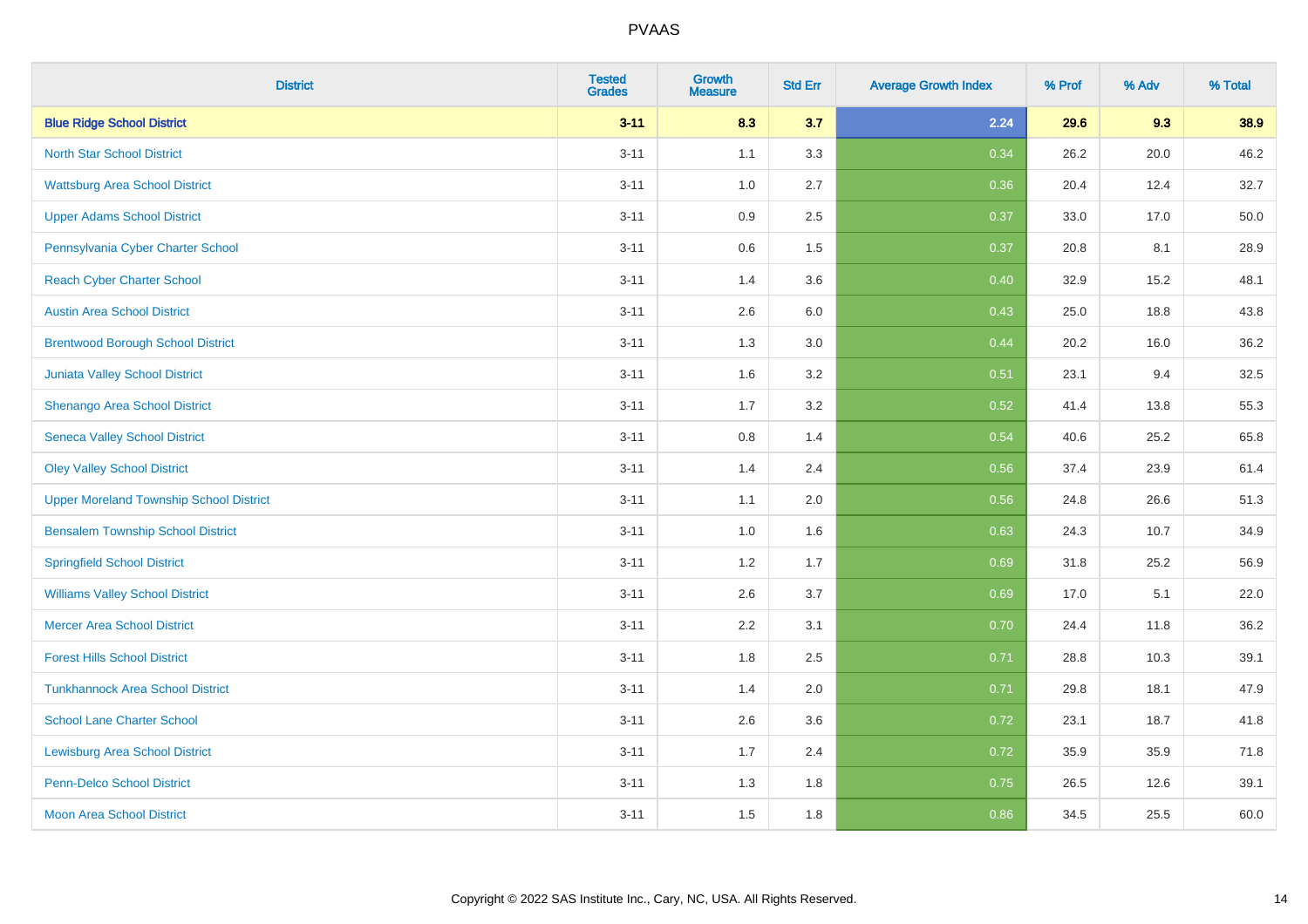| District | Tested Grades | Growth Measure | Std Err | Average Growth Index | % Prof | % Adv | % Total |
|---|---|---|---|---|---|---|---|
| **Blue Ridge School District** | **3-11** | **8.3** | **3.7** | **2.24** | **29.6** | **9.3** | **38.9** |
| North Star School District | 3-11 | 1.1 | 3.3 | 0.34 | 26.2 | 20.0 | 46.2 |
| Wattsburg Area School District | 3-11 | 1.0 | 2.7 | 0.36 | 20.4 | 12.4 | 32.7 |
| Upper Adams School District | 3-11 | 0.9 | 2.5 | 0.37 | 33.0 | 17.0 | 50.0 |
| Pennsylvania Cyber Charter School | 3-11 | 0.6 | 1.5 | 0.37 | 20.8 | 8.1 | 28.9 |
| Reach Cyber Charter School | 3-11 | 1.4 | 3.6 | 0.40 | 32.9 | 15.2 | 48.1 |
| Austin Area School District | 3-11 | 2.6 | 6.0 | 0.43 | 25.0 | 18.8 | 43.8 |
| Brentwood Borough School District | 3-11 | 1.3 | 3.0 | 0.44 | 20.2 | 16.0 | 36.2 |
| Juniata Valley School District | 3-11 | 1.6 | 3.2 | 0.51 | 23.1 | 9.4 | 32.5 |
| Shenango Area School District | 3-11 | 1.7 | 3.2 | 0.52 | 41.4 | 13.8 | 55.3 |
| Seneca Valley School District | 3-11 | 0.8 | 1.4 | 0.54 | 40.6 | 25.2 | 65.8 |
| Oley Valley School District | 3-11 | 1.4 | 2.4 | 0.56 | 37.4 | 23.9 | 61.4 |
| Upper Moreland Township School District | 3-11 | 1.1 | 2.0 | 0.56 | 24.8 | 26.6 | 51.3 |
| Bensalem Township School District | 3-11 | 1.0 | 1.6 | 0.63 | 24.3 | 10.7 | 34.9 |
| Springfield School District | 3-11 | 1.2 | 1.7 | 0.69 | 31.8 | 25.2 | 56.9 |
| Williams Valley School District | 3-11 | 2.6 | 3.7 | 0.69 | 17.0 | 5.1 | 22.0 |
| Mercer Area School District | 3-11 | 2.2 | 3.1 | 0.70 | 24.4 | 11.8 | 36.2 |
| Forest Hills School District | 3-11 | 1.8 | 2.5 | 0.71 | 28.8 | 10.3 | 39.1 |
| Tunkhannock Area School District | 3-11 | 1.4 | 2.0 | 0.71 | 29.8 | 18.1 | 47.9 |
| School Lane Charter School | 3-11 | 2.6 | 3.6 | 0.72 | 23.1 | 18.7 | 41.8 |
| Lewisburg Area School District | 3-11 | 1.7 | 2.4 | 0.72 | 35.9 | 35.9 | 71.8 |
| Penn-Delco School District | 3-11 | 1.3 | 1.8 | 0.75 | 26.5 | 12.6 | 39.1 |
| Moon Area School District | 3-11 | 1.5 | 1.8 | 0.86 | 34.5 | 25.5 | 60.0 |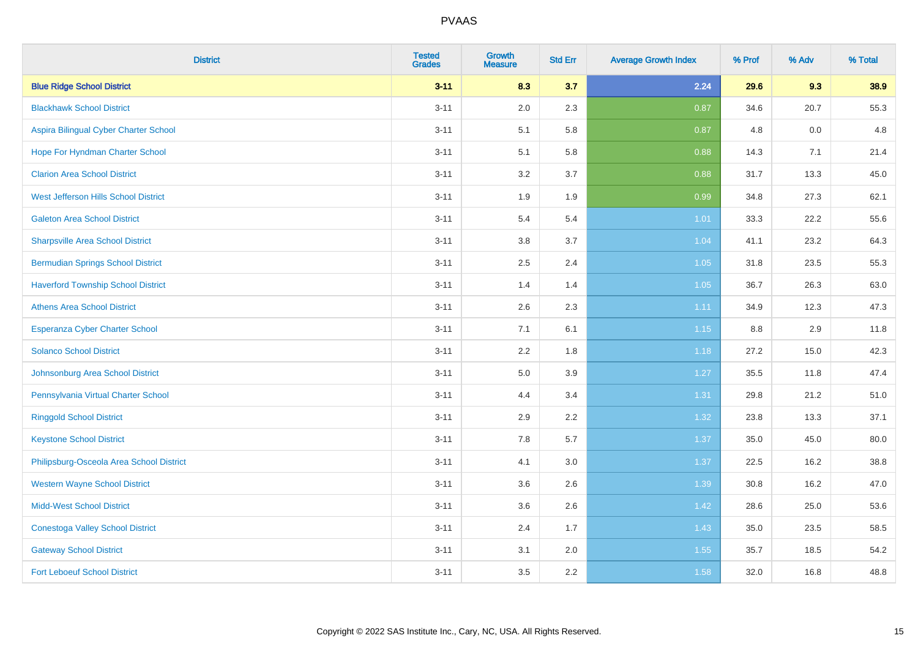| District | Tested Grades | Growth Measure | Std Err | Average Growth Index | % Prof | % Adv | % Total |
|---|---|---|---|---|---|---|---|
| **Blue Ridge School District** | **3-11** | **8.3** | **3.7** | **2.24** | **29.6** | **9.3** | **38.9** |
| Blackhawk School District | 3-11 | 2.0 | 2.3 | 0.87 | 34.6 | 20.7 | 55.3 |
| Aspira Bilingual Cyber Charter School | 3-11 | 5.1 | 5.8 | 0.87 | 4.8 | 0.0 | 4.8 |
| Hope For Hyndman Charter School | 3-11 | 5.1 | 5.8 | 0.88 | 14.3 | 7.1 | 21.4 |
| Clarion Area School District | 3-11 | 3.2 | 3.7 | 0.88 | 31.7 | 13.3 | 45.0 |
| West Jefferson Hills School District | 3-11 | 1.9 | 1.9 | 0.99 | 34.8 | 27.3 | 62.1 |
| Galeton Area School District | 3-11 | 5.4 | 5.4 | 1.01 | 33.3 | 22.2 | 55.6 |
| Sharpsville Area School District | 3-11 | 3.8 | 3.7 | 1.04 | 41.1 | 23.2 | 64.3 |
| Bermudian Springs School District | 3-11 | 2.5 | 2.4 | 1.05 | 31.8 | 23.5 | 55.3 |
| Haverford Township School District | 3-11 | 1.4 | 1.4 | 1.05 | 36.7 | 26.3 | 63.0 |
| Athens Area School District | 3-11 | 2.6 | 2.3 | 1.11 | 34.9 | 12.3 | 47.3 |
| Esperanza Cyber Charter School | 3-11 | 7.1 | 6.1 | 1.15 | 8.8 | 2.9 | 11.8 |
| Solanco School District | 3-11 | 2.2 | 1.8 | 1.18 | 27.2 | 15.0 | 42.3 |
| Johnsonburg Area School District | 3-11 | 5.0 | 3.9 | 1.27 | 35.5 | 11.8 | 47.4 |
| Pennsylvania Virtual Charter School | 3-11 | 4.4 | 3.4 | 1.31 | 29.8 | 21.2 | 51.0 |
| Ringgold School District | 3-11 | 2.9 | 2.2 | 1.32 | 23.8 | 13.3 | 37.1 |
| Keystone School District | 3-11 | 7.8 | 5.7 | 1.37 | 35.0 | 45.0 | 80.0 |
| Philipsburg-Osceola Area School District | 3-11 | 4.1 | 3.0 | 1.37 | 22.5 | 16.2 | 38.8 |
| Western Wayne School District | 3-11 | 3.6 | 2.6 | 1.39 | 30.8 | 16.2 | 47.0 |
| Midd-West School District | 3-11 | 3.6 | 2.6 | 1.42 | 28.6 | 25.0 | 53.6 |
| Conestoga Valley School District | 3-11 | 2.4 | 1.7 | 1.43 | 35.0 | 23.5 | 58.5 |
| Gateway School District | 3-11 | 3.1 | 2.0 | 1.55 | 35.7 | 18.5 | 54.2 |
| Fort Leboeuf School District | 3-11 | 3.5 | 2.2 | 1.58 | 32.0 | 16.8 | 48.8 |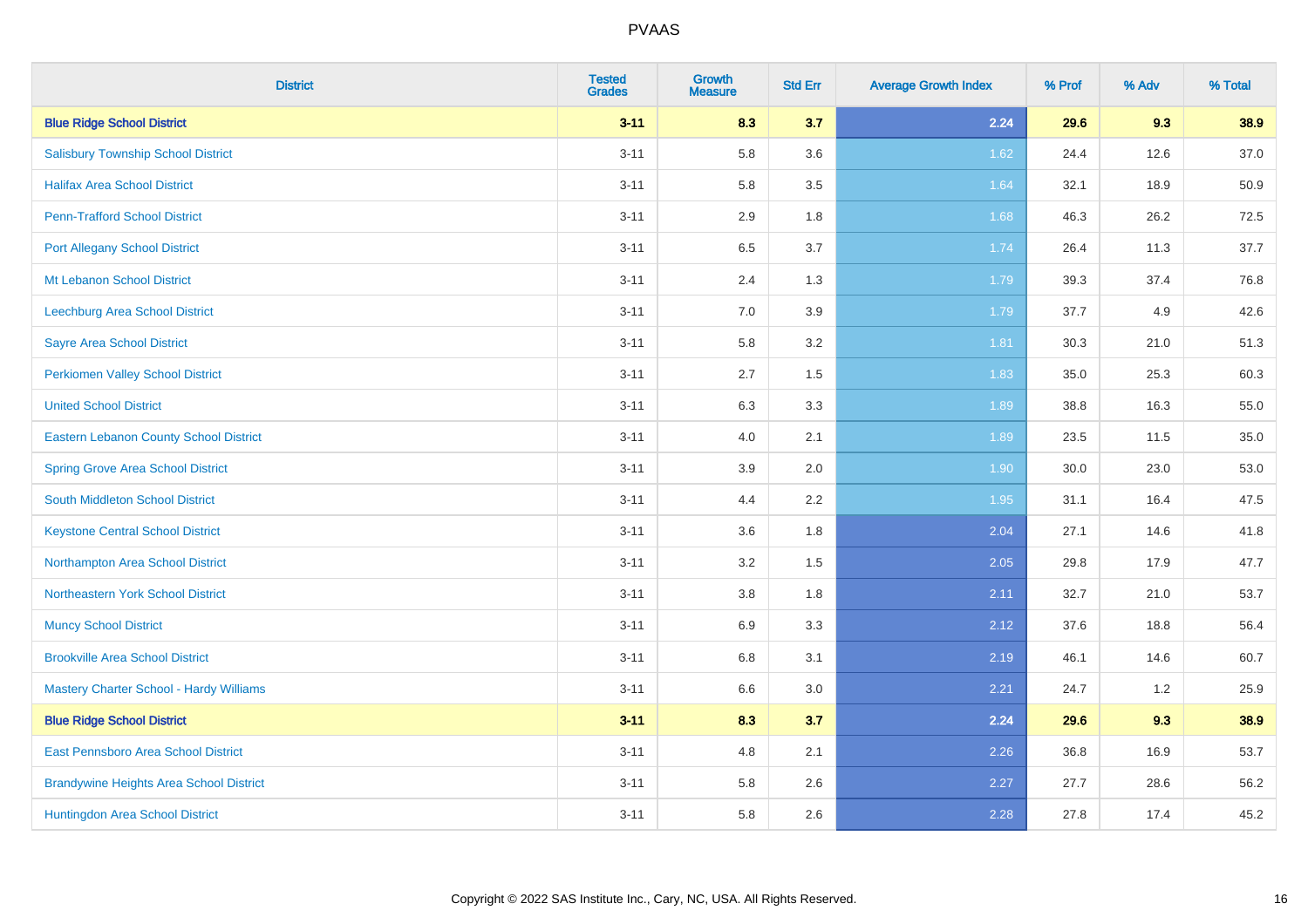| District | Tested Grades | Growth Measure | Std Err | Average Growth Index | % Prof | % Adv | % Total |
|---|---|---|---|---|---|---|---|
| **Blue Ridge School District** | **3-11** | **8.3** | **3.7** | **2.24** | **29.6** | **9.3** | **38.9** |
| Salisbury Township School District | 3-11 | 5.8 | 3.6 | 1.62 | 24.4 | 12.6 | 37.0 |
| Halifax Area School District | 3-11 | 5.8 | 3.5 | 1.64 | 32.1 | 18.9 | 50.9 |
| Penn-Trafford School District | 3-11 | 2.9 | 1.8 | 1.68 | 46.3 | 26.2 | 72.5 |
| Port Allegany School District | 3-11 | 6.5 | 3.7 | 1.74 | 26.4 | 11.3 | 37.7 |
| Mt Lebanon School District | 3-11 | 2.4 | 1.3 | 1.79 | 39.3 | 37.4 | 76.8 |
| Leechburg Area School District | 3-11 | 7.0 | 3.9 | 1.79 | 37.7 | 4.9 | 42.6 |
| Sayre Area School District | 3-11 | 5.8 | 3.2 | 1.81 | 30.3 | 21.0 | 51.3 |
| Perkiomen Valley School District | 3-11 | 2.7 | 1.5 | 1.83 | 35.0 | 25.3 | 60.3 |
| United School District | 3-11 | 6.3 | 3.3 | 1.89 | 38.8 | 16.3 | 55.0 |
| Eastern Lebanon County School District | 3-11 | 4.0 | 2.1 | 1.89 | 23.5 | 11.5 | 35.0 |
| Spring Grove Area School District | 3-11 | 3.9 | 2.0 | 1.90 | 30.0 | 23.0 | 53.0 |
| South Middleton School District | 3-11 | 4.4 | 2.2 | 1.95 | 31.1 | 16.4 | 47.5 |
| Keystone Central School District | 3-11 | 3.6 | 1.8 | 2.04 | 27.1 | 14.6 | 41.8 |
| Northampton Area School District | 3-11 | 3.2 | 1.5 | 2.05 | 29.8 | 17.9 | 47.7 |
| Northeastern York School District | 3-11 | 3.8 | 1.8 | 2.11 | 32.7 | 21.0 | 53.7 |
| Muncy School District | 3-11 | 6.9 | 3.3 | 2.12 | 37.6 | 18.8 | 56.4 |
| Brookville Area School District | 3-11 | 6.8 | 3.1 | 2.19 | 46.1 | 14.6 | 60.7 |
| Mastery Charter School - Hardy Williams | 3-11 | 6.6 | 3.0 | 2.21 | 24.7 | 1.2 | 25.9 |
| **Blue Ridge School District** | **3-11** | **8.3** | **3.7** | **2.24** | **29.6** | **9.3** | **38.9** |
| East Pennsboro Area School District | 3-11 | 4.8 | 2.1 | 2.26 | 36.8 | 16.9 | 53.7 |
| Brandywine Heights Area School District | 3-11 | 5.8 | 2.6 | 2.27 | 27.7 | 28.6 | 56.2 |
| Huntingdon Area School District | 3-11 | 5.8 | 2.6 | 2.28 | 27.8 | 17.4 | 45.2 |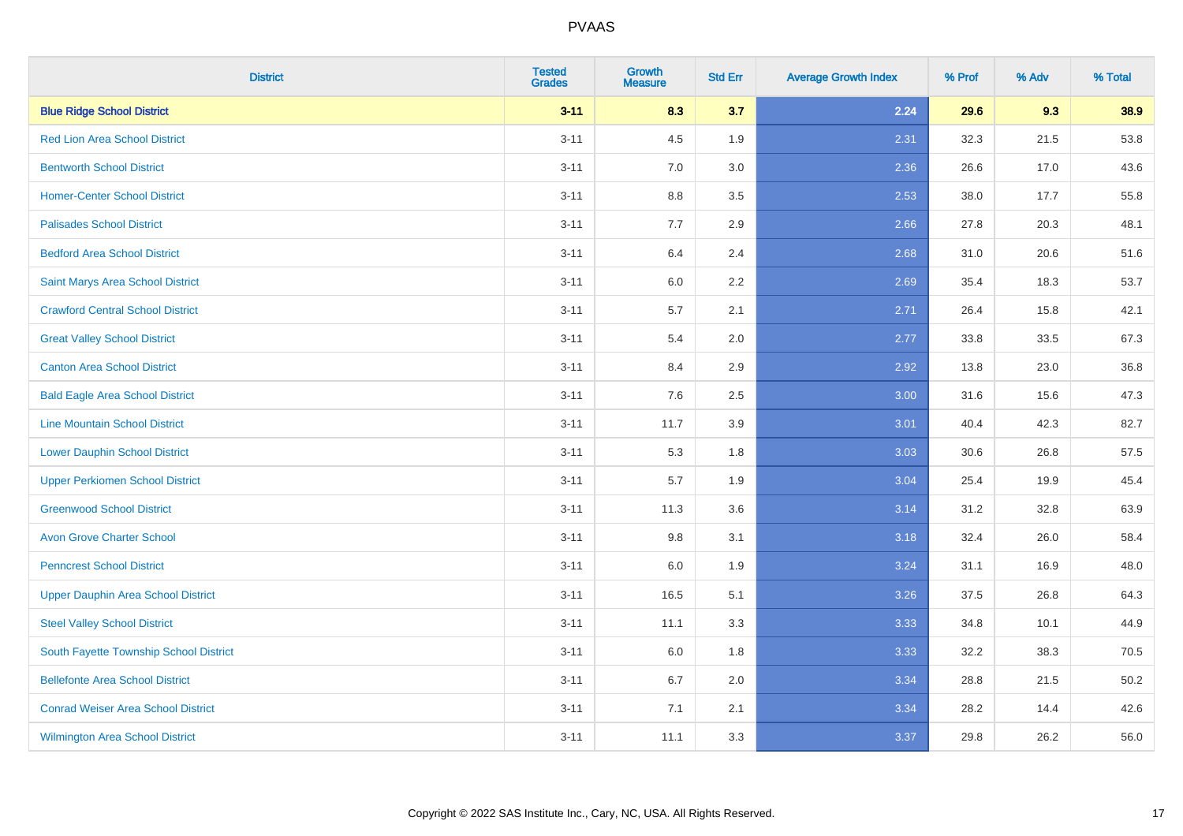PVAAS

| District | Tested Grades | Growth Measure | Std Err | Average Growth Index | % Prof | % Adv | % Total |
|---|---|---|---|---|---|---|---|
| **Blue Ridge School District** | **3-11** | **8.3** | **3.7** | **2.24** | **29.6** | **9.3** | **38.9** |
| Red Lion Area School District | 3-11 | 4.5 | 1.9 | 2.31 | 32.3 | 21.5 | 53.8 |
| Bentworth School District | 3-11 | 7.0 | 3.0 | 2.36 | 26.6 | 17.0 | 43.6 |
| Homer-Center School District | 3-11 | 8.8 | 3.5 | 2.53 | 38.0 | 17.7 | 55.8 |
| Palisades School District | 3-11 | 7.7 | 2.9 | 2.66 | 27.8 | 20.3 | 48.1 |
| Bedford Area School District | 3-11 | 6.4 | 2.4 | 2.68 | 31.0 | 20.6 | 51.6 |
| Saint Marys Area School District | 3-11 | 6.0 | 2.2 | 2.69 | 35.4 | 18.3 | 53.7 |
| Crawford Central School District | 3-11 | 5.7 | 2.1 | 2.71 | 26.4 | 15.8 | 42.1 |
| Great Valley School District | 3-11 | 5.4 | 2.0 | 2.77 | 33.8 | 33.5 | 67.3 |
| Canton Area School District | 3-11 | 8.4 | 2.9 | 2.92 | 13.8 | 23.0 | 36.8 |
| Bald Eagle Area School District | 3-11 | 7.6 | 2.5 | 3.00 | 31.6 | 15.6 | 47.3 |
| Line Mountain School District | 3-11 | 11.7 | 3.9 | 3.01 | 40.4 | 42.3 | 82.7 |
| Lower Dauphin School District | 3-11 | 5.3 | 1.8 | 3.03 | 30.6 | 26.8 | 57.5 |
| Upper Perkiomen School District | 3-11 | 5.7 | 1.9 | 3.04 | 25.4 | 19.9 | 45.4 |
| Greenwood School District | 3-11 | 11.3 | 3.6 | 3.14 | 31.2 | 32.8 | 63.9 |
| Avon Grove Charter School | 3-11 | 9.8 | 3.1 | 3.18 | 32.4 | 26.0 | 58.4 |
| Penncrest School District | 3-11 | 6.0 | 1.9 | 3.24 | 31.1 | 16.9 | 48.0 |
| Upper Dauphin Area School District | 3-11 | 16.5 | 5.1 | 3.26 | 37.5 | 26.8 | 64.3 |
| Steel Valley School District | 3-11 | 11.1 | 3.3 | 3.33 | 34.8 | 10.1 | 44.9 |
| South Fayette Township School District | 3-11 | 6.0 | 1.8 | 3.33 | 32.2 | 38.3 | 70.5 |
| Bellefonte Area School District | 3-11 | 6.7 | 2.0 | 3.34 | 28.8 | 21.5 | 50.2 |
| Conrad Weiser Area School District | 3-11 | 7.1 | 2.1 | 3.34 | 28.2 | 14.4 | 42.6 |
| Wilmington Area School District | 3-11 | 11.1 | 3.3 | 3.37 | 29.8 | 26.2 | 56.0 |

Copyright © 2022 SAS Institute Inc., Cary, NC, USA. All Rights Reserved.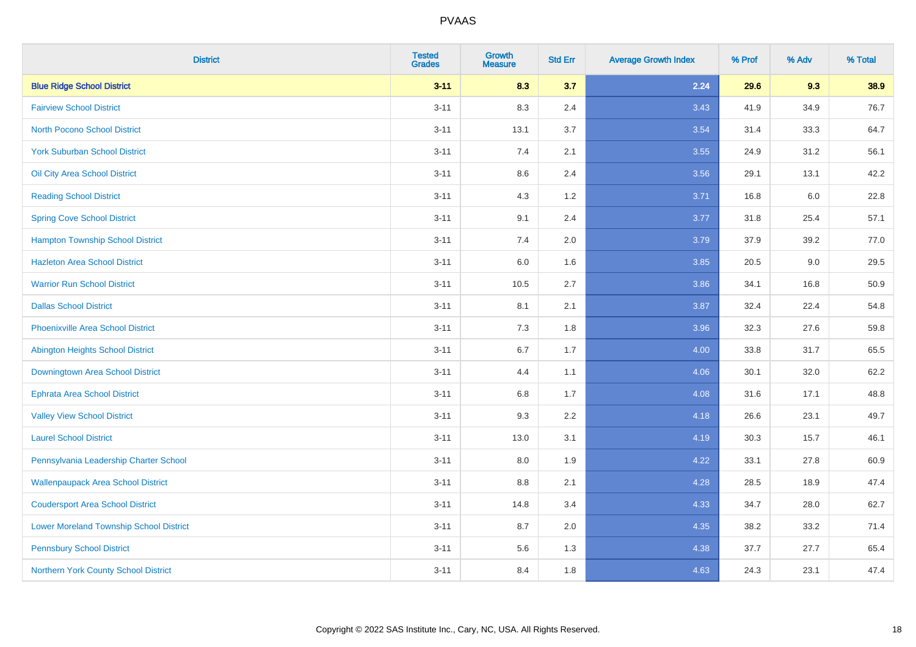# PVAAS

| District | Tested Grades | Growth Measure | Std Err | Average Growth Index | % Prof | % Adv | % Total |
|---|---|---|---|---|---|---|---|
| **Blue Ridge School District** | **3-11** | **8.3** | **3.7** | **2.24** | **29.6** | **9.3** | **38.9** |
| Fairview School District | 3-11 | 8.3 | 2.4 | 3.43 | 41.9 | 34.9 | 76.7 |
| North Pocono School District | 3-11 | 13.1 | 3.7 | 3.54 | 31.4 | 33.3 | 64.7 |
| York Suburban School District | 3-11 | 7.4 | 2.1 | 3.55 | 24.9 | 31.2 | 56.1 |
| Oil City Area School District | 3-11 | 8.6 | 2.4 | 3.56 | 29.1 | 13.1 | 42.2 |
| Reading School District | 3-11 | 4.3 | 1.2 | 3.71 | 16.8 | 6.0 | 22.8 |
| Spring Cove School District | 3-11 | 9.1 | 2.4 | 3.77 | 31.8 | 25.4 | 57.1 |
| Hampton Township School District | 3-11 | 7.4 | 2.0 | 3.79 | 37.9 | 39.2 | 77.0 |
| Hazleton Area School District | 3-11 | 6.0 | 1.6 | 3.85 | 20.5 | 9.0 | 29.5 |
| Warrior Run School District | 3-11 | 10.5 | 2.7 | 3.86 | 34.1 | 16.8 | 50.9 |
| Dallas School District | 3-11 | 8.1 | 2.1 | 3.87 | 32.4 | 22.4 | 54.8 |
| Phoenixville Area School District | 3-11 | 7.3 | 1.8 | 3.96 | 32.3 | 27.6 | 59.8 |
| Abington Heights School District | 3-11 | 6.7 | 1.7 | 4.00 | 33.8 | 31.7 | 65.5 |
| Downingtown Area School District | 3-11 | 4.4 | 1.1 | 4.06 | 30.1 | 32.0 | 62.2 |
| Ephrata Area School District | 3-11 | 6.8 | 1.7 | 4.08 | 31.6 | 17.1 | 48.8 |
| Valley View School District | 3-11 | 9.3 | 2.2 | 4.18 | 26.6 | 23.1 | 49.7 |
| Laurel School District | 3-11 | 13.0 | 3.1 | 4.19 | 30.3 | 15.7 | 46.1 |
| Pennsylvania Leadership Charter School | 3-11 | 8.0 | 1.9 | 4.22 | 33.1 | 27.8 | 60.9 |
| Wallenpaupack Area School District | 3-11 | 8.8 | 2.1 | 4.28 | 28.5 | 18.9 | 47.4 |
| Coudersport Area School District | 3-11 | 14.8 | 3.4 | 4.33 | 34.7 | 28.0 | 62.7 |
| Lower Moreland Township School District | 3-11 | 8.7 | 2.0 | 4.35 | 38.2 | 33.2 | 71.4 |
| Pennsbury School District | 3-11 | 5.6 | 1.3 | 4.38 | 37.7 | 27.7 | 65.4 |
| Northern York County School District | 3-11 | 8.4 | 1.8 | 4.63 | 24.3 | 23.1 | 47.4 |

Copyright © 2022 SAS Institute Inc., Cary, NC, USA. All Rights Reserved.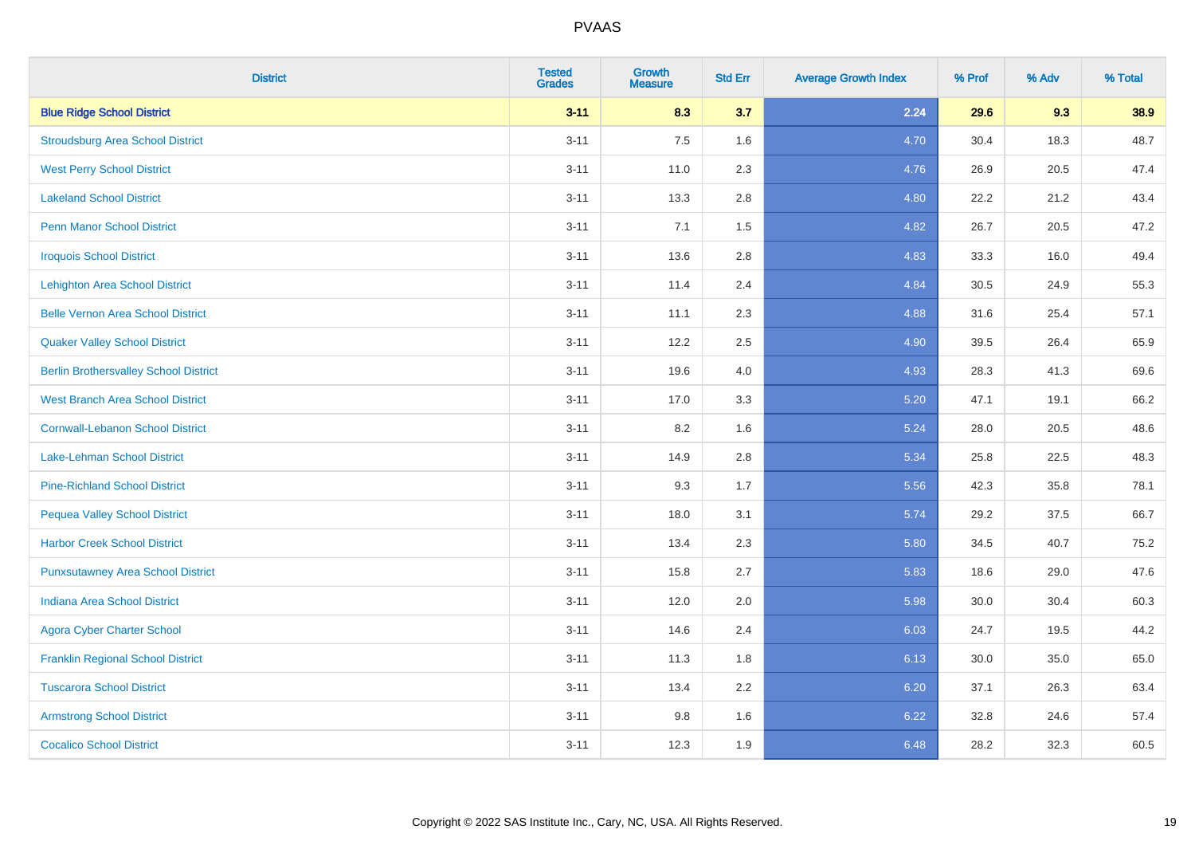| District | Tested Grades | Growth Measure | Std Err | Average Growth Index | % Prof | % Adv | % Total |
|---|---|---|---|---|---|---|---|
| **Blue Ridge School District** | **3-11** | **8.3** | **3.7** | **2.24** | **29.6** | **9.3** | **38.9** |
| Stroudsburg Area School District | 3-11 | 7.5 | 1.6 | 4.70 | 30.4 | 18.3 | 48.7 |
| West Perry School District | 3-11 | 11.0 | 2.3 | 4.76 | 26.9 | 20.5 | 47.4 |
| Lakeland School District | 3-11 | 13.3 | 2.8 | 4.80 | 22.2 | 21.2 | 43.4 |
| Penn Manor School District | 3-11 | 7.1 | 1.5 | 4.82 | 26.7 | 20.5 | 47.2 |
| Iroquois School District | 3-11 | 13.6 | 2.8 | 4.83 | 33.3 | 16.0 | 49.4 |
| Lehighton Area School District | 3-11 | 11.4 | 2.4 | 4.84 | 30.5 | 24.9 | 55.3 |
| Belle Vernon Area School District | 3-11 | 11.1 | 2.3 | 4.88 | 31.6 | 25.4 | 57.1 |
| Quaker Valley School District | 3-11 | 12.2 | 2.5 | 4.90 | 39.5 | 26.4 | 65.9 |
| Berlin Brothersvalley School District | 3-11 | 19.6 | 4.0 | 4.93 | 28.3 | 41.3 | 69.6 |
| West Branch Area School District | 3-11 | 17.0 | 3.3 | 5.20 | 47.1 | 19.1 | 66.2 |
| Cornwall-Lebanon School District | 3-11 | 8.2 | 1.6 | 5.24 | 28.0 | 20.5 | 48.6 |
| Lake-Lehman School District | 3-11 | 14.9 | 2.8 | 5.34 | 25.8 | 22.5 | 48.3 |
| Pine-Richland School District | 3-11 | 9.3 | 1.7 | 5.56 | 42.3 | 35.8 | 78.1 |
| Pequea Valley School District | 3-11 | 18.0 | 3.1 | 5.74 | 29.2 | 37.5 | 66.7 |
| Harbor Creek School District | 3-11 | 13.4 | 2.3 | 5.80 | 34.5 | 40.7 | 75.2 |
| Punxsutawney Area School District | 3-11 | 15.8 | 2.7 | 5.83 | 18.6 | 29.0 | 47.6 |
| Indiana Area School District | 3-11 | 12.0 | 2.0 | 5.98 | 30.0 | 30.4 | 60.3 |
| Agora Cyber Charter School | 3-11 | 14.6 | 2.4 | 6.03 | 24.7 | 19.5 | 44.2 |
| Franklin Regional School District | 3-11 | 11.3 | 1.8 | 6.13 | 30.0 | 35.0 | 65.0 |
| Tuscarora School District | 3-11 | 13.4 | 2.2 | 6.20 | 37.1 | 26.3 | 63.4 |
| Armstrong School District | 3-11 | 9.8 | 1.6 | 6.22 | 32.8 | 24.6 | 57.4 |
| Cocalico School District | 3-11 | 12.3 | 1.9 | 6.48 | 28.2 | 32.3 | 60.5 |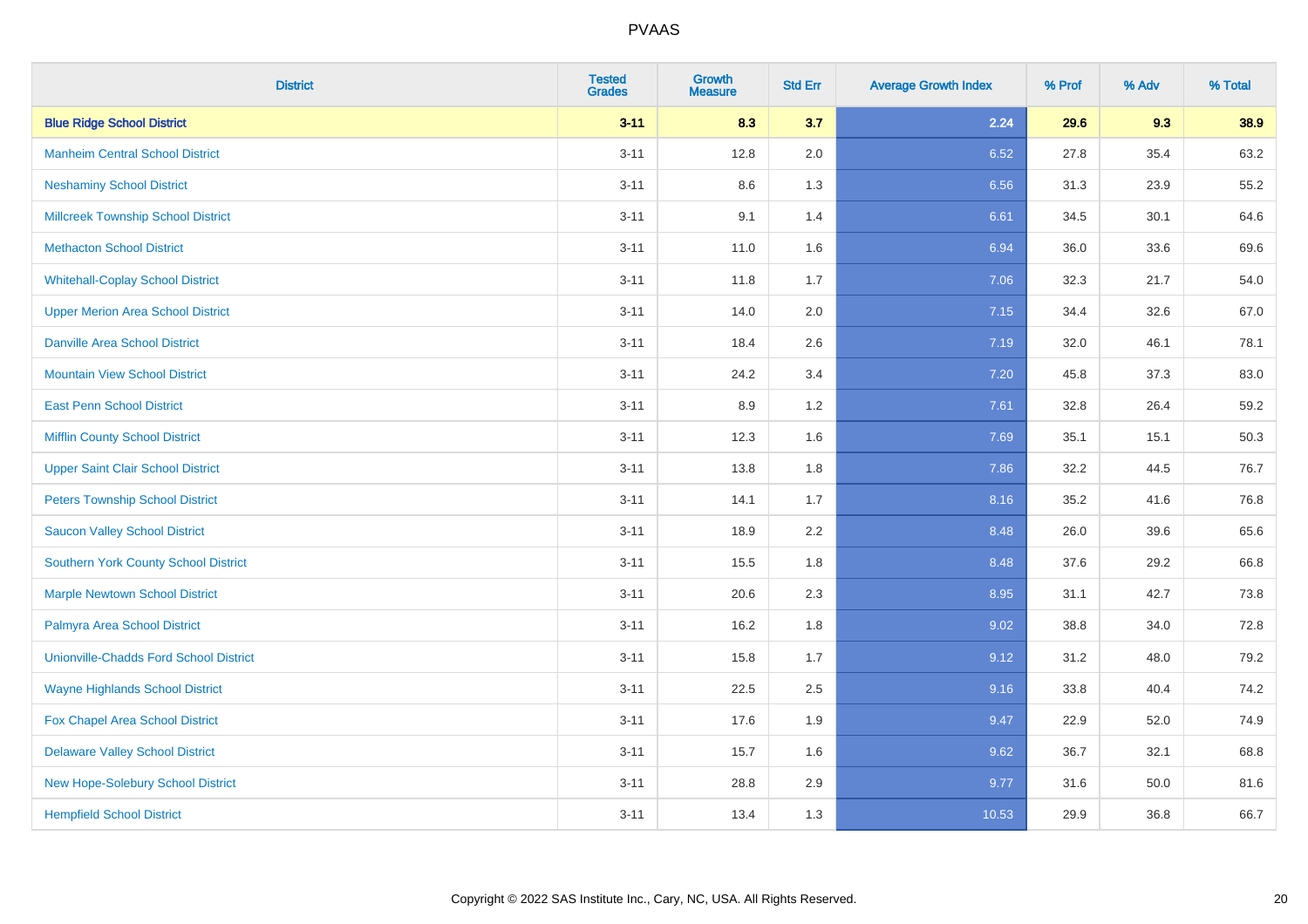# PVAAS

| District | Tested Grades | Growth Measure | Std Err | Average Growth Index | % Prof | % Adv | % Total |
|---|---|---|---|---|---|---|---|
| **Blue Ridge School District** | **3-11** | **8.3** | **3.7** | **2.24** | **29.6** | **9.3** | **38.9** |
| Manheim Central School District | 3-11 | 12.8 | 2.0 | 6.52 | 27.8 | 35.4 | 63.2 |
| Neshaminy School District | 3-11 | 8.6 | 1.3 | 6.56 | 31.3 | 23.9 | 55.2 |
| Millcreek Township School District | 3-11 | 9.1 | 1.4 | 6.61 | 34.5 | 30.1 | 64.6 |
| Methacton School District | 3-11 | 11.0 | 1.6 | 6.94 | 36.0 | 33.6 | 69.6 |
| Whitehall-Coplay School District | 3-11 | 11.8 | 1.7 | 7.06 | 32.3 | 21.7 | 54.0 |
| Upper Merion Area School District | 3-11 | 14.0 | 2.0 | 7.15 | 34.4 | 32.6 | 67.0 |
| Danville Area School District | 3-11 | 18.4 | 2.6 | 7.19 | 32.0 | 46.1 | 78.1 |
| Mountain View School District | 3-11 | 24.2 | 3.4 | 7.20 | 45.8 | 37.3 | 83.0 |
| East Penn School District | 3-11 | 8.9 | 1.2 | 7.61 | 32.8 | 26.4 | 59.2 |
| Mifflin County School District | 3-11 | 12.3 | 1.6 | 7.69 | 35.1 | 15.1 | 50.3 |
| Upper Saint Clair School District | 3-11 | 13.8 | 1.8 | 7.86 | 32.2 | 44.5 | 76.7 |
| Peters Township School District | 3-11 | 14.1 | 1.7 | 8.16 | 35.2 | 41.6 | 76.8 |
| Saucon Valley School District | 3-11 | 18.9 | 2.2 | 8.48 | 26.0 | 39.6 | 65.6 |
| Southern York County School District | 3-11 | 15.5 | 1.8 | 8.48 | 37.6 | 29.2 | 66.8 |
| Marple Newtown School District | 3-11 | 20.6 | 2.3 | 8.95 | 31.1 | 42.7 | 73.8 |
| Palmyra Area School District | 3-11 | 16.2 | 1.8 | 9.02 | 38.8 | 34.0 | 72.8 |
| Unionville-Chadds Ford School District | 3-11 | 15.8 | 1.7 | 9.12 | 31.2 | 48.0 | 79.2 |
| Wayne Highlands School District | 3-11 | 22.5 | 2.5 | 9.16 | 33.8 | 40.4 | 74.2 |
| Fox Chapel Area School District | 3-11 | 17.6 | 1.9 | 9.47 | 22.9 | 52.0 | 74.9 |
| Delaware Valley School District | 3-11 | 15.7 | 1.6 | 9.62 | 36.7 | 32.1 | 68.8 |
| New Hope-Solebury School District | 3-11 | 28.8 | 2.9 | 9.77 | 31.6 | 50.0 | 81.6 |
| Hempfield School District | 3-11 | 13.4 | 1.3 | 10.53 | 29.9 | 36.8 | 66.7 |

Copyright © 2022 SAS Institute Inc., Cary, NC, USA. All Rights Reserved.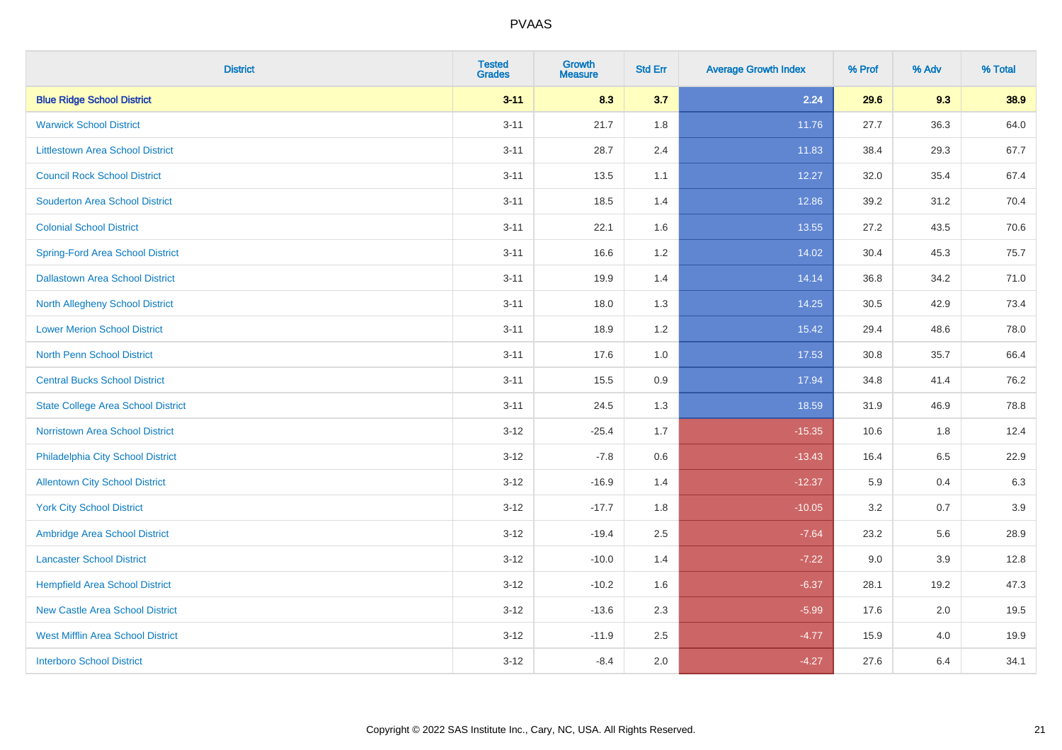| District | Tested Grades | Growth Measure | Std Err | Average Growth Index | % Prof | % Adv | % Total |
|---|---|---|---|---|---|---|---|
| **Blue Ridge School District** | **3-11** | **8.3** | **3.7** | **2.24** | **29.6** | **9.3** | **38.9** |
| Warwick School District | 3-11 | 21.7 | 1.8 | 11.76 | 27.7 | 36.3 | 64.0 |
| Littlestown Area School District | 3-11 | 28.7 | 2.4 | 11.83 | 38.4 | 29.3 | 67.7 |
| Council Rock School District | 3-11 | 13.5 | 1.1 | 12.27 | 32.0 | 35.4 | 67.4 |
| Souderton Area School District | 3-11 | 18.5 | 1.4 | 12.86 | 39.2 | 31.2 | 70.4 |
| Colonial School District | 3-11 | 22.1 | 1.6 | 13.55 | 27.2 | 43.5 | 70.6 |
| Spring-Ford Area School District | 3-11 | 16.6 | 1.2 | 14.02 | 30.4 | 45.3 | 75.7 |
| Dallastown Area School District | 3-11 | 19.9 | 1.4 | 14.14 | 36.8 | 34.2 | 71.0 |
| North Allegheny School District | 3-11 | 18.0 | 1.3 | 14.25 | 30.5 | 42.9 | 73.4 |
| Lower Merion School District | 3-11 | 18.9 | 1.2 | 15.42 | 29.4 | 48.6 | 78.0 |
| North Penn School District | 3-11 | 17.6 | 1.0 | 17.53 | 30.8 | 35.7 | 66.4 |
| Central Bucks School District | 3-11 | 15.5 | 0.9 | 17.94 | 34.8 | 41.4 | 76.2 |
| State College Area School District | 3-11 | 24.5 | 1.3 | 18.59 | 31.9 | 46.9 | 78.8 |
| Norristown Area School District | 3-12 | -25.4 | 1.7 | -15.35 | 10.6 | 1.8 | 12.4 |
| Philadelphia City School District | 3-12 | -7.8 | 0.6 | -13.43 | 16.4 | 6.5 | 22.9 |
| Allentown City School District | 3-12 | -16.9 | 1.4 | -12.37 | 5.9 | 0.4 | 6.3 |
| York City School District | 3-12 | -17.7 | 1.8 | -10.05 | 3.2 | 0.7 | 3.9 |
| Ambridge Area School District | 3-12 | -19.4 | 2.5 | -7.64 | 23.2 | 5.6 | 28.9 |
| Lancaster School District | 3-12 | -10.0 | 1.4 | -7.22 | 9.0 | 3.9 | 12.8 |
| Hempfield Area School District | 3-12 | -10.2 | 1.6 | -6.37 | 28.1 | 19.2 | 47.3 |
| New Castle Area School District | 3-12 | -13.6 | 2.3 | -5.99 | 17.6 | 2.0 | 19.5 |
| West Mifflin Area School District | 3-12 | -11.9 | 2.5 | -4.77 | 15.9 | 4.0 | 19.9 |
| Interboro School District | 3-12 | -8.4 | 2.0 | -4.27 | 27.6 | 6.4 | 34.1 |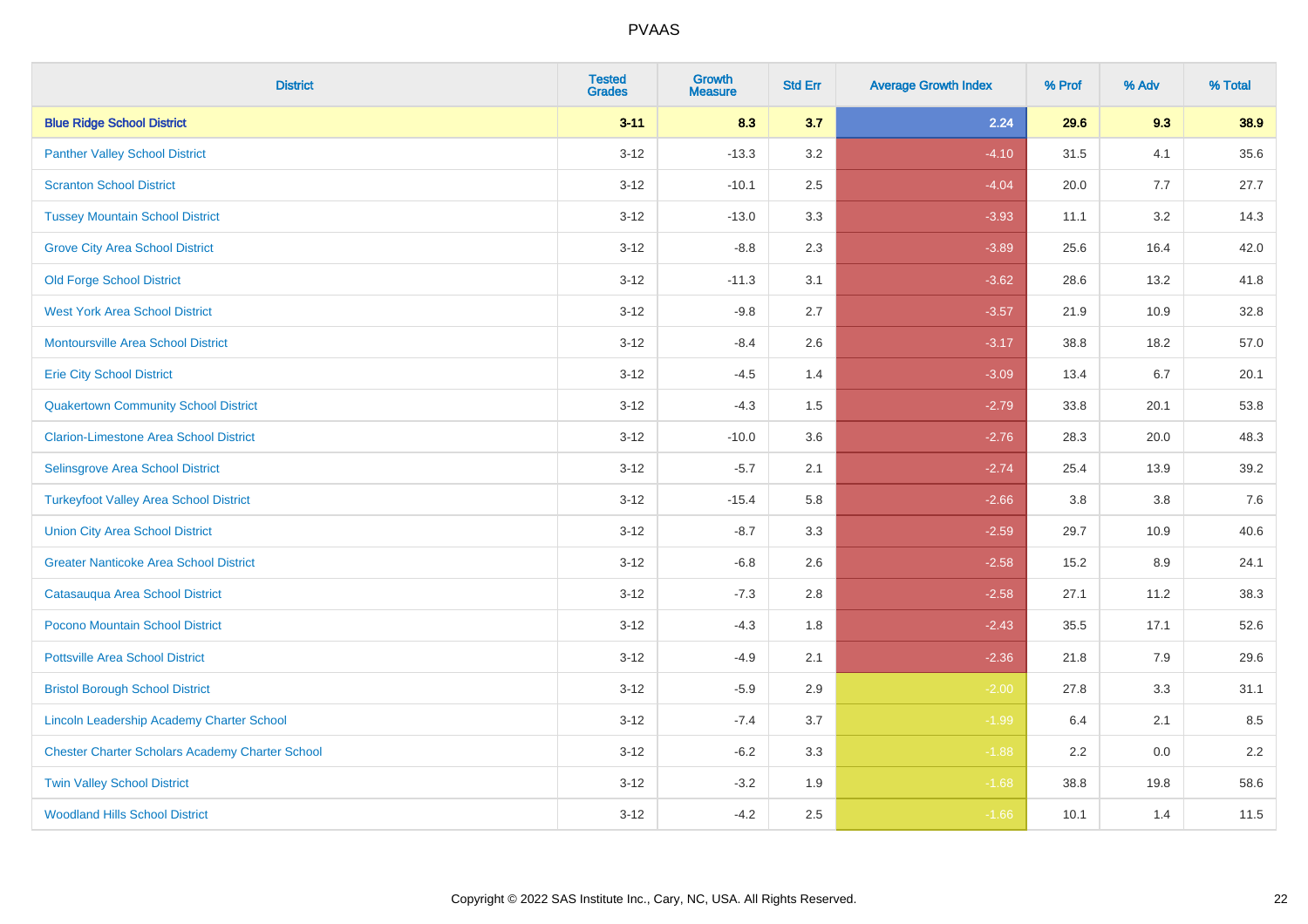# PVAAS

| District | Tested Grades | Growth Measure | Std Err | Average Growth Index | % Prof | % Adv | % Total |
|---|---|---|---|---|---|---|---|
| **Blue Ridge School District** | **3-11** | **8.3** | **3.7** | **2.24** | **29.6** | **9.3** | **38.9** |
| Panther Valley School District | 3-12 | -13.3 | 3.2 | -4.10 | 31.5 | 4.1 | 35.6 |
| Scranton School District | 3-12 | -10.1 | 2.5 | -4.04 | 20.0 | 7.7 | 27.7 |
| Tussey Mountain School District | 3-12 | -13.0 | 3.3 | -3.93 | 11.1 | 3.2 | 14.3 |
| Grove City Area School District | 3-12 | -8.8 | 2.3 | -3.89 | 25.6 | 16.4 | 42.0 |
| Old Forge School District | 3-12 | -11.3 | 3.1 | -3.62 | 28.6 | 13.2 | 41.8 |
| West York Area School District | 3-12 | -9.8 | 2.7 | -3.57 | 21.9 | 10.9 | 32.8 |
| Montoursville Area School District | 3-12 | -8.4 | 2.6 | -3.17 | 38.8 | 18.2 | 57.0 |
| Erie City School District | 3-12 | -4.5 | 1.4 | -3.09 | 13.4 | 6.7 | 20.1 |
| Quakertown Community School District | 3-12 | -4.3 | 1.5 | -2.79 | 33.8 | 20.1 | 53.8 |
| Clarion-Limestone Area School District | 3-12 | -10.0 | 3.6 | -2.76 | 28.3 | 20.0 | 48.3 |
| Selinsgrove Area School District | 3-12 | -5.7 | 2.1 | -2.74 | 25.4 | 13.9 | 39.2 |
| Turkeyfoot Valley Area School District | 3-12 | -15.4 | 5.8 | -2.66 | 3.8 | 3.8 | 7.6 |
| Union City Area School District | 3-12 | -8.7 | 3.3 | -2.59 | 29.7 | 10.9 | 40.6 |
| Greater Nanticoke Area School District | 3-12 | -6.8 | 2.6 | -2.58 | 15.2 | 8.9 | 24.1 |
| Catasauqua Area School District | 3-12 | -7.3 | 2.8 | -2.58 | 27.1 | 11.2 | 38.3 |
| Pocono Mountain School District | 3-12 | -4.3 | 1.8 | -2.43 | 35.5 | 17.1 | 52.6 |
| Pottsville Area School District | 3-12 | -4.9 | 2.1 | -2.36 | 21.8 | 7.9 | 29.6 |
| Bristol Borough School District | 3-12 | -5.9 | 2.9 | -2.00 | 27.8 | 3.3 | 31.1 |
| Lincoln Leadership Academy Charter School | 3-12 | -7.4 | 3.7 | -1.99 | 6.4 | 2.1 | 8.5 |
| Chester Charter Scholars Academy Charter School | 3-12 | -6.2 | 3.3 | -1.88 | 2.2 | 0.0 | 2.2 |
| Twin Valley School District | 3-12 | -3.2 | 1.9 | -1.68 | 38.8 | 19.8 | 58.6 |
| Woodland Hills School District | 3-12 | -4.2 | 2.5 | -1.66 | 10.1 | 1.4 | 11.5 |

Copyright © 2022 SAS Institute Inc., Cary, NC, USA. All Rights Reserved.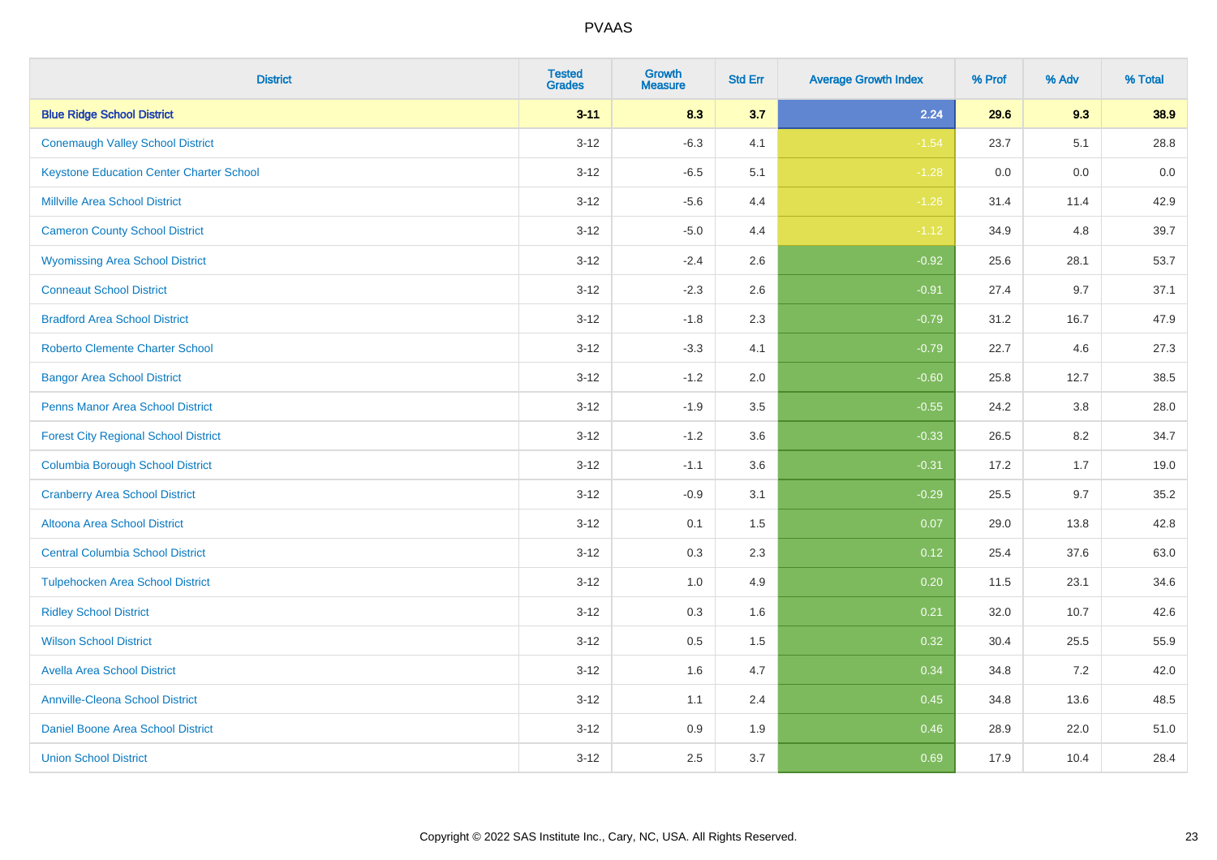| District | Tested Grades | Growth Measure | Std Err | Average Growth Index | % Prof | % Adv | % Total |
|---|---|---|---|---|---|---|---|
| **Blue Ridge School District** | **3-11** | **8.3** | **3.7** | **2.24** | **29.6** | **9.3** | **38.9** |
| Conemaugh Valley School District | 3-12 | -6.3 | 4.1 | -1.54 | 23.7 | 5.1 | 28.8 |
| Keystone Education Center Charter School | 3-12 | -6.5 | 5.1 | -1.28 | 0.0 | 0.0 | 0.0 |
| Millville Area School District | 3-12 | -5.6 | 4.4 | -1.26 | 31.4 | 11.4 | 42.9 |
| Cameron County School District | 3-12 | -5.0 | 4.4 | -1.12 | 34.9 | 4.8 | 39.7 |
| Wyomissing Area School District | 3-12 | -2.4 | 2.6 | -0.92 | 25.6 | 28.1 | 53.7 |
| Conneaut School District | 3-12 | -2.3 | 2.6 | -0.91 | 27.4 | 9.7 | 37.1 |
| Bradford Area School District | 3-12 | -1.8 | 2.3 | -0.79 | 31.2 | 16.7 | 47.9 |
| Roberto Clemente Charter School | 3-12 | -3.3 | 4.1 | -0.79 | 22.7 | 4.6 | 27.3 |
| Bangor Area School District | 3-12 | -1.2 | 2.0 | -0.60 | 25.8 | 12.7 | 38.5 |
| Penns Manor Area School District | 3-12 | -1.9 | 3.5 | -0.55 | 24.2 | 3.8 | 28.0 |
| Forest City Regional School District | 3-12 | -1.2 | 3.6 | -0.33 | 26.5 | 8.2 | 34.7 |
| Columbia Borough School District | 3-12 | -1.1 | 3.6 | -0.31 | 17.2 | 1.7 | 19.0 |
| Cranberry Area School District | 3-12 | -0.9 | 3.1 | -0.29 | 25.5 | 9.7 | 35.2 |
| Altoona Area School District | 3-12 | 0.1 | 1.5 | 0.07 | 29.0 | 13.8 | 42.8 |
| Central Columbia School District | 3-12 | 0.3 | 2.3 | 0.12 | 25.4 | 37.6 | 63.0 |
| Tulpehocken Area School District | 3-12 | 1.0 | 4.9 | 0.20 | 11.5 | 23.1 | 34.6 |
| Ridley School District | 3-12 | 0.3 | 1.6 | 0.21 | 32.0 | 10.7 | 42.6 |
| Wilson School District | 3-12 | 0.5 | 1.5 | 0.32 | 30.4 | 25.5 | 55.9 |
| Avella Area School District | 3-12 | 1.6 | 4.7 | 0.34 | 34.8 | 7.2 | 42.0 |
| Annville-Cleona School District | 3-12 | 1.1 | 2.4 | 0.45 | 34.8 | 13.6 | 48.5 |
| Daniel Boone Area School District | 3-12 | 0.9 | 1.9 | 0.46 | 28.9 | 22.0 | 51.0 |
| Union School District | 3-12 | 2.5 | 3.7 | 0.69 | 17.9 | 10.4 | 28.4 |

Copyright © 2022 SAS Institute Inc., Cary, NC, USA. All Rights Reserved.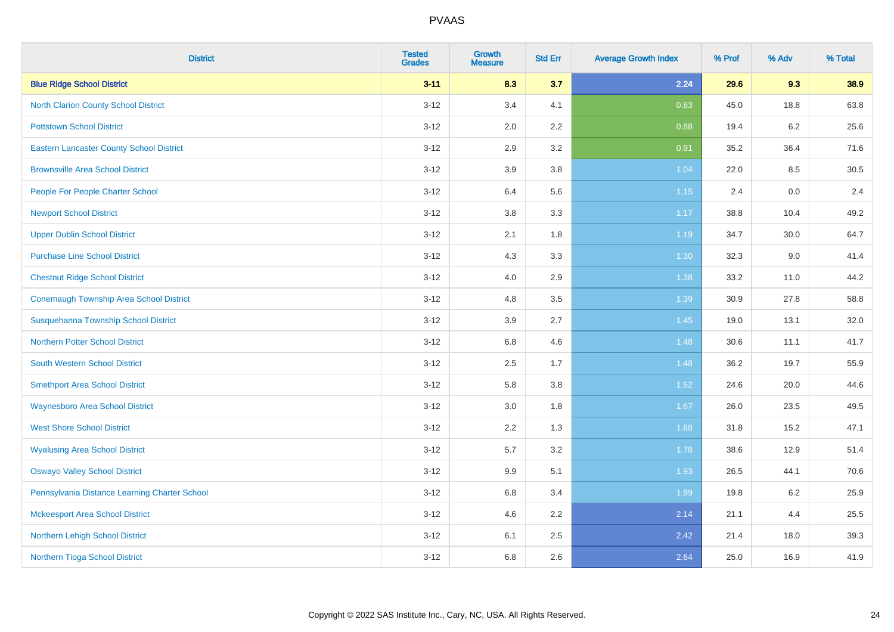| District | Tested Grades | Growth Measure | Std Err | Average Growth Index | % Prof | % Adv | % Total |
|---|---|---|---|---|---|---|---|
| **Blue Ridge School District** | **3-11** | **8.3** | **3.7** | **2.24** | **29.6** | **9.3** | **38.9** |
| North Clarion County School District | 3-12 | 3.4 | 4.1 | 0.83 | 45.0 | 18.8 | 63.8 |
| Pottstown School District | 3-12 | 2.0 | 2.2 | 0.88 | 19.4 | 6.2 | 25.6 |
| Eastern Lancaster County School District | 3-12 | 2.9 | 3.2 | 0.91 | 35.2 | 36.4 | 71.6 |
| Brownsville Area School District | 3-12 | 3.9 | 3.8 | 1.04 | 22.0 | 8.5 | 30.5 |
| People For People Charter School | 3-12 | 6.4 | 5.6 | 1.15 | 2.4 | 0.0 | 2.4 |
| Newport School District | 3-12 | 3.8 | 3.3 | 1.17 | 38.8 | 10.4 | 49.2 |
| Upper Dublin School District | 3-12 | 2.1 | 1.8 | 1.19 | 34.7 | 30.0 | 64.7 |
| Purchase Line School District | 3-12 | 4.3 | 3.3 | 1.30 | 32.3 | 9.0 | 41.4 |
| Chestnut Ridge School District | 3-12 | 4.0 | 2.9 | 1.38 | 33.2 | 11.0 | 44.2 |
| Conemaugh Township Area School District | 3-12 | 4.8 | 3.5 | 1.39 | 30.9 | 27.8 | 58.8 |
| Susquehanna Township School District | 3-12 | 3.9 | 2.7 | 1.45 | 19.0 | 13.1 | 32.0 |
| Northern Potter School District | 3-12 | 6.8 | 4.6 | 1.48 | 30.6 | 11.1 | 41.7 |
| South Western School District | 3-12 | 2.5 | 1.7 | 1.48 | 36.2 | 19.7 | 55.9 |
| Smethport Area School District | 3-12 | 5.8 | 3.8 | 1.52 | 24.6 | 20.0 | 44.6 |
| Waynesboro Area School District | 3-12 | 3.0 | 1.8 | 1.67 | 26.0 | 23.5 | 49.5 |
| West Shore School District | 3-12 | 2.2 | 1.3 | 1.68 | 31.8 | 15.2 | 47.1 |
| Wyalusing Area School District | 3-12 | 5.7 | 3.2 | 1.78 | 38.6 | 12.9 | 51.4 |
| Oswayo Valley School District | 3-12 | 9.9 | 5.1 | 1.93 | 26.5 | 44.1 | 70.6 |
| Pennsylvania Distance Learning Charter School | 3-12 | 6.8 | 3.4 | 1.99 | 19.8 | 6.2 | 25.9 |
| Mckeesport Area School District | 3-12 | 4.6 | 2.2 | 2.14 | 21.1 | 4.4 | 25.5 |
| Northern Lehigh School District | 3-12 | 6.1 | 2.5 | 2.42 | 21.4 | 18.0 | 39.3 |
| Northern Tioga School District | 3-12 | 6.8 | 2.6 | 2.64 | 25.0 | 16.9 | 41.9 |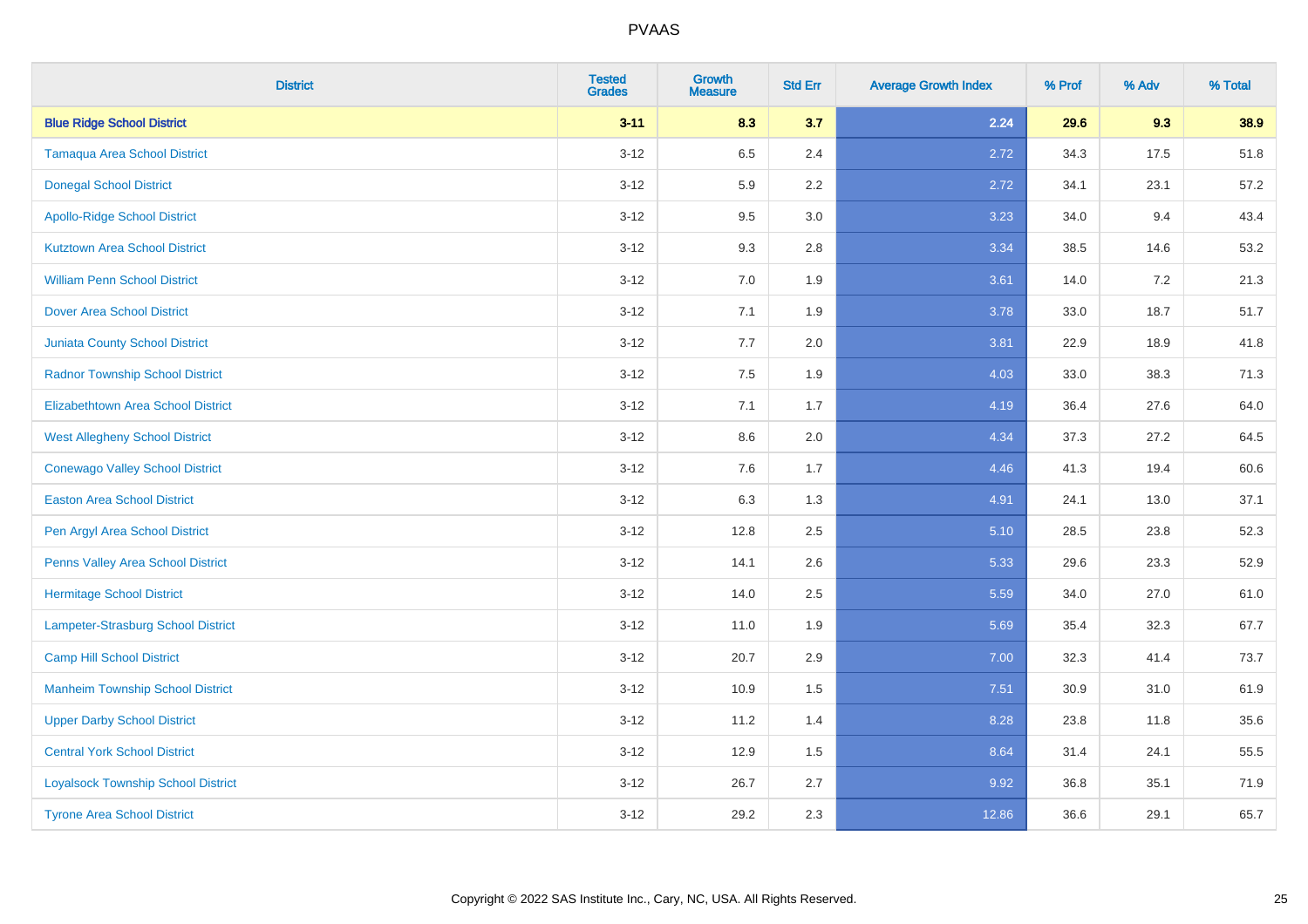| District | Tested Grades | Growth Measure | Std Err | Average Growth Index | % Prof | % Adv | % Total |
|---|---|---|---|---|---|---|---|
| **Blue Ridge School District** | **3-11** | **8.3** | **3.7** | **2.24** | **29.6** | **9.3** | **38.9** |
| Tamaqua Area School District | 3-12 | 6.5 | 2.4 | 2.72 | 34.3 | 17.5 | 51.8 |
| Donegal School District | 3-12 | 5.9 | 2.2 | 2.72 | 34.1 | 23.1 | 57.2 |
| Apollo-Ridge School District | 3-12 | 9.5 | 3.0 | 3.23 | 34.0 | 9.4 | 43.4 |
| Kutztown Area School District | 3-12 | 9.3 | 2.8 | 3.34 | 38.5 | 14.6 | 53.2 |
| William Penn School District | 3-12 | 7.0 | 1.9 | 3.61 | 14.0 | 7.2 | 21.3 |
| Dover Area School District | 3-12 | 7.1 | 1.9 | 3.78 | 33.0 | 18.7 | 51.7 |
| Juniata County School District | 3-12 | 7.7 | 2.0 | 3.81 | 22.9 | 18.9 | 41.8 |
| Radnor Township School District | 3-12 | 7.5 | 1.9 | 4.03 | 33.0 | 38.3 | 71.3 |
| Elizabethtown Area School District | 3-12 | 7.1 | 1.7 | 4.19 | 36.4 | 27.6 | 64.0 |
| West Allegheny School District | 3-12 | 8.6 | 2.0 | 4.34 | 37.3 | 27.2 | 64.5 |
| Conewago Valley School District | 3-12 | 7.6 | 1.7 | 4.46 | 41.3 | 19.4 | 60.6 |
| Easton Area School District | 3-12 | 6.3 | 1.3 | 4.91 | 24.1 | 13.0 | 37.1 |
| Pen Argyl Area School District | 3-12 | 12.8 | 2.5 | 5.10 | 28.5 | 23.8 | 52.3 |
| Penns Valley Area School District | 3-12 | 14.1 | 2.6 | 5.33 | 29.6 | 23.3 | 52.9 |
| Hermitage School District | 3-12 | 14.0 | 2.5 | 5.59 | 34.0 | 27.0 | 61.0 |
| Lampeter-Strasburg School District | 3-12 | 11.0 | 1.9 | 5.69 | 35.4 | 32.3 | 67.7 |
| Camp Hill School District | 3-12 | 20.7 | 2.9 | 7.00 | 32.3 | 41.4 | 73.7 |
| Manheim Township School District | 3-12 | 10.9 | 1.5 | 7.51 | 30.9 | 31.0 | 61.9 |
| Upper Darby School District | 3-12 | 11.2 | 1.4 | 8.28 | 23.8 | 11.8 | 35.6 |
| Central York School District | 3-12 | 12.9 | 1.5 | 8.64 | 31.4 | 24.1 | 55.5 |
| Loyalsock Township School District | 3-12 | 26.7 | 2.7 | 9.92 | 36.8 | 35.1 | 71.9 |
| Tyrone Area School District | 3-12 | 29.2 | 2.3 | 12.86 | 36.6 | 29.1 | 65.7 |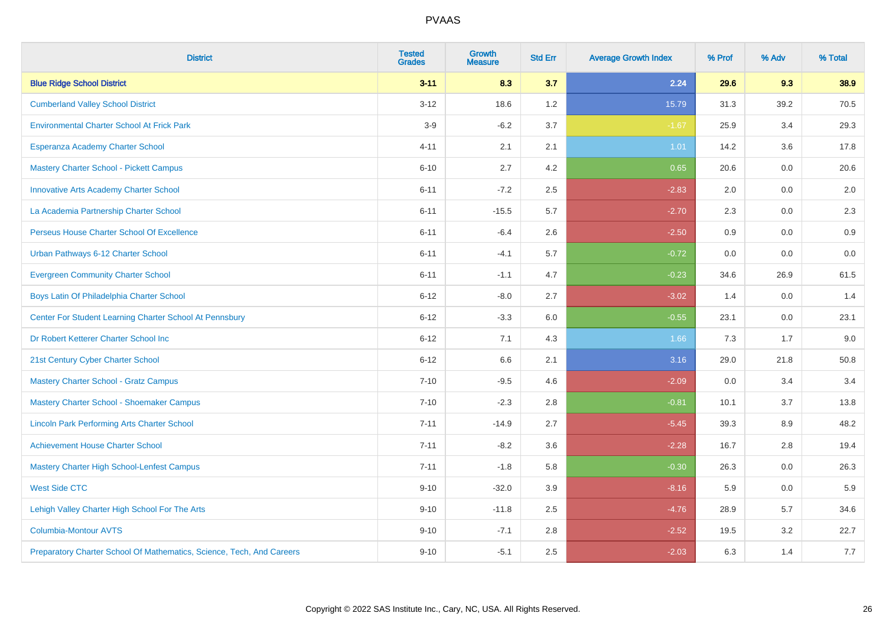# PVAAS

| District | Tested Grades | Growth Measure | Std Err | Average Growth Index | % Prof | % Adv | % Total |
|---|---|---|---|---|---|---|---|
| **Blue Ridge School District** | **3-11** | **8.3** | **3.7** | **2.24** | **29.6** | **9.3** | **38.9** |
| Cumberland Valley School District | 3-12 | 18.6 | 1.2 | 15.79 | 31.3 | 39.2 | 70.5 |
| Environmental Charter School At Frick Park | 3-9 | -6.2 | 3.7 | -1.67 | 25.9 | 3.4 | 29.3 |
| Esperanza Academy Charter School | 4-11 | 2.1 | 2.1 | 1.01 | 14.2 | 3.6 | 17.8 |
| Mastery Charter School - Pickett Campus | 6-10 | 2.7 | 4.2 | 0.65 | 20.6 | 0.0 | 20.6 |
| Innovative Arts Academy Charter School | 6-11 | -7.2 | 2.5 | -2.83 | 2.0 | 0.0 | 2.0 |
| La Academia Partnership Charter School | 6-11 | -15.5 | 5.7 | -2.70 | 2.3 | 0.0 | 2.3 |
| Perseus House Charter School Of Excellence | 6-11 | -6.4 | 2.6 | -2.50 | 0.9 | 0.0 | 0.9 |
| Urban Pathways 6-12 Charter School | 6-11 | -4.1 | 5.7 | -0.72 | 0.0 | 0.0 | 0.0 |
| Evergreen Community Charter School | 6-11 | -1.1 | 4.7 | -0.23 | 34.6 | 26.9 | 61.5 |
| Boys Latin Of Philadelphia Charter School | 6-12 | -8.0 | 2.7 | -3.02 | 1.4 | 0.0 | 1.4 |
| Center For Student Learning Charter School At Pennsbury | 6-12 | -3.3 | 6.0 | -0.55 | 23.1 | 0.0 | 23.1 |
| Dr Robert Ketterer Charter School Inc | 6-12 | 7.1 | 4.3 | 1.66 | 7.3 | 1.7 | 9.0 |
| 21st Century Cyber Charter School | 6-12 | 6.6 | 2.1 | 3.16 | 29.0 | 21.8 | 50.8 |
| Mastery Charter School - Gratz Campus | 7-10 | -9.5 | 4.6 | -2.09 | 0.0 | 3.4 | 3.4 |
| Mastery Charter School - Shoemaker Campus | 7-10 | -2.3 | 2.8 | -0.81 | 10.1 | 3.7 | 13.8 |
| Lincoln Park Performing Arts Charter School | 7-11 | -14.9 | 2.7 | -5.45 | 39.3 | 8.9 | 48.2 |
| Achievement House Charter School | 7-11 | -8.2 | 3.6 | -2.28 | 16.7 | 2.8 | 19.4 |
| Mastery Charter High School-Lenfest Campus | 7-11 | -1.8 | 5.8 | -0.30 | 26.3 | 0.0 | 26.3 |
| West Side CTC | 9-10 | -32.0 | 3.9 | -8.16 | 5.9 | 0.0 | 5.9 |
| Lehigh Valley Charter High School For The Arts | 9-10 | -11.8 | 2.5 | -4.76 | 28.9 | 5.7 | 34.6 |
| Columbia-Montour AVTS | 9-10 | -7.1 | 2.8 | -2.52 | 19.5 | 3.2 | 22.7 |
| Preparatory Charter School Of Mathematics, Science, Tech, And Careers | 9-10 | -5.1 | 2.5 | -2.03 | 6.3 | 1.4 | 7.7 |

Copyright © 2022 SAS Institute Inc., Cary, NC, USA. All Rights Reserved.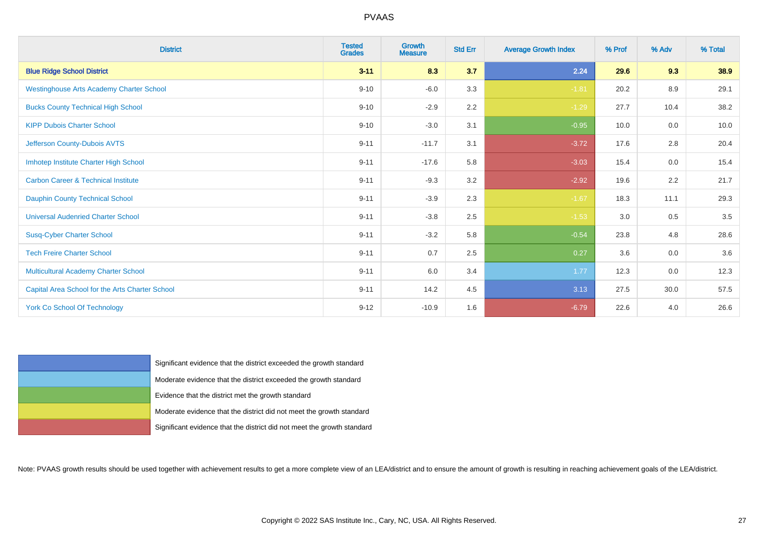# PVAAS

| District | Tested Grades | Growth Measure | Std Err | Average Growth Index | % Prof | % Adv | % Total |
|---|---|---|---|---|---|---|---|
| **Blue Ridge School District** | **3-11** | **8.3** | **3.7** | **2.24** | **29.6** | **9.3** | **38.9** |
| Westinghouse Arts Academy Charter School | 9-10 | -6.0 | 3.3 | -1.81 | 20.2 | 8.9 | 29.1 |
| Bucks County Technical High School | 9-10 | -2.9 | 2.2 | -1.29 | 27.7 | 10.4 | 38.2 |
| KIPP Dubois Charter School | 9-10 | -3.0 | 3.1 | -0.95 | 10.0 | 0.0 | 10.0 |
| Jefferson County-Dubois AVTS | 9-11 | -11.7 | 3.1 | -3.72 | 17.6 | 2.8 | 20.4 |
| Imhotep Institute Charter High School | 9-11 | -17.6 | 5.8 | -3.03 | 15.4 | 0.0 | 15.4 |
| Carbon Career & Technical Institute | 9-11 | -9.3 | 3.2 | -2.92 | 19.6 | 2.2 | 21.7 |
| Dauphin County Technical School | 9-11 | -3.9 | 2.3 | -1.67 | 18.3 | 11.1 | 29.3 |
| Universal Audenried Charter School | 9-11 | -3.8 | 2.5 | -1.53 | 3.0 | 0.5 | 3.5 |
| Susq-Cyber Charter School | 9-11 | -3.2 | 5.8 | -0.54 | 23.8 | 4.8 | 28.6 |
| Tech Freire Charter School | 9-11 | 0.7 | 2.5 | 0.27 | 3.6 | 0.0 | 3.6 |
| Multicultural Academy Charter School | 9-11 | 6.0 | 3.4 | 1.77 | 12.3 | 0.0 | 12.3 |
| Capital Area School for the Arts Charter School | 9-11 | 14.2 | 4.5 | 3.13 | 27.5 | 30.0 | 57.5 |
| York Co School Of Technology | 9-12 | -10.9 | 1.6 | -6.79 | 22.6 | 4.0 | 26.6 |

Significant evidence that the district exceeded the growth standard

Moderate evidence that the district exceeded the growth standard

Evidence that the district met the growth standard

Moderate evidence that the district did not meet the growth standard

Significant evidence that the district did not meet the growth standard

Note: PVAAS growth results should be used together with achievement results to get a more complete view of an LEA/district and to ensure the amount of growth is resulting in reaching achievement goals of the LEA/district.

Copyright © 2022 SAS Institute Inc., Cary, NC, USA. All Rights Reserved.